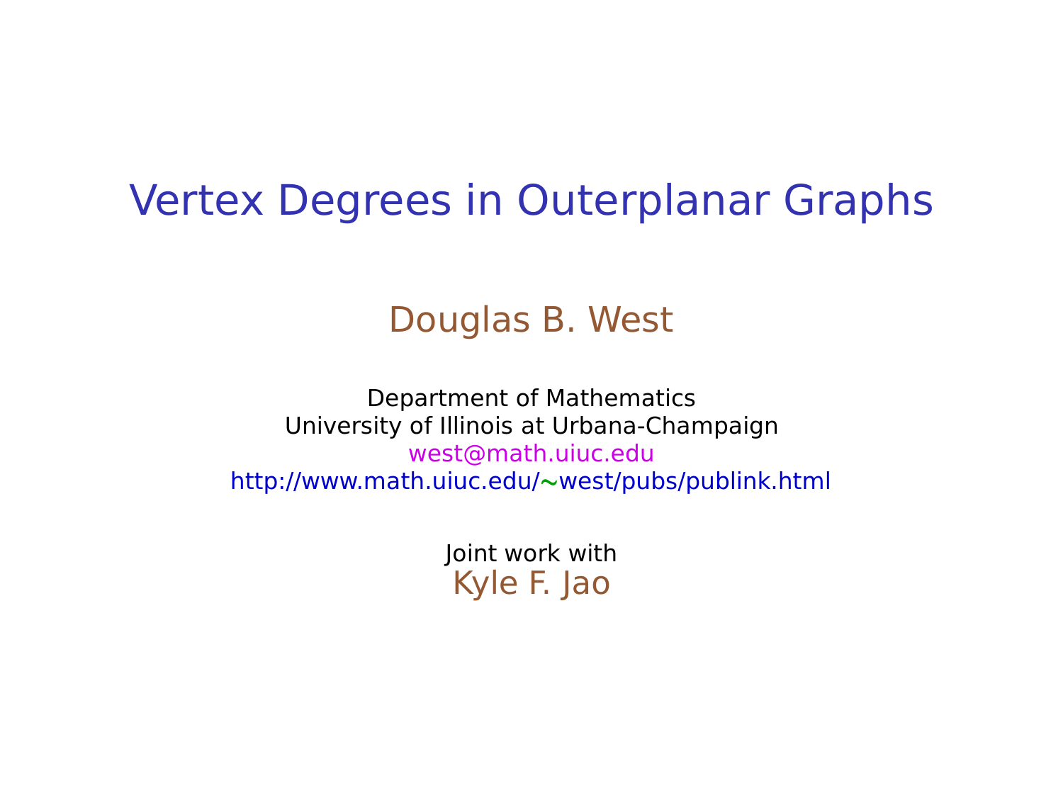# Vertex Degrees in Outerplanar Graphs

Douglas B. West

Department of Mathematics
University of Illinois at Urbana-Champaign
west@math.uiuc.edu
http://www.math.uiuc.edu/~west/pubs/publink.html

Joint work with
Kyle F. Jao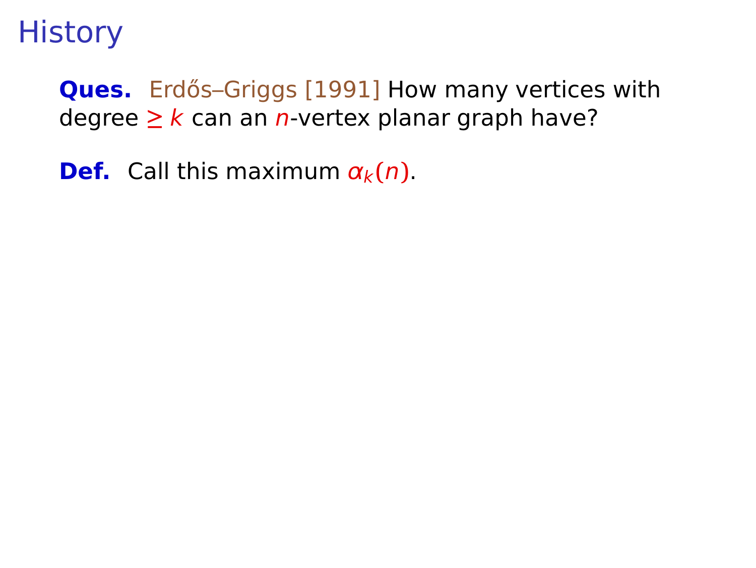# History

**Ques.** Erdős–Griggs [1991] How many vertices with degree $\geq k$ can an $n$-vertex planar graph have?

**Def.** Call this maximum $\alpha_k(n)$.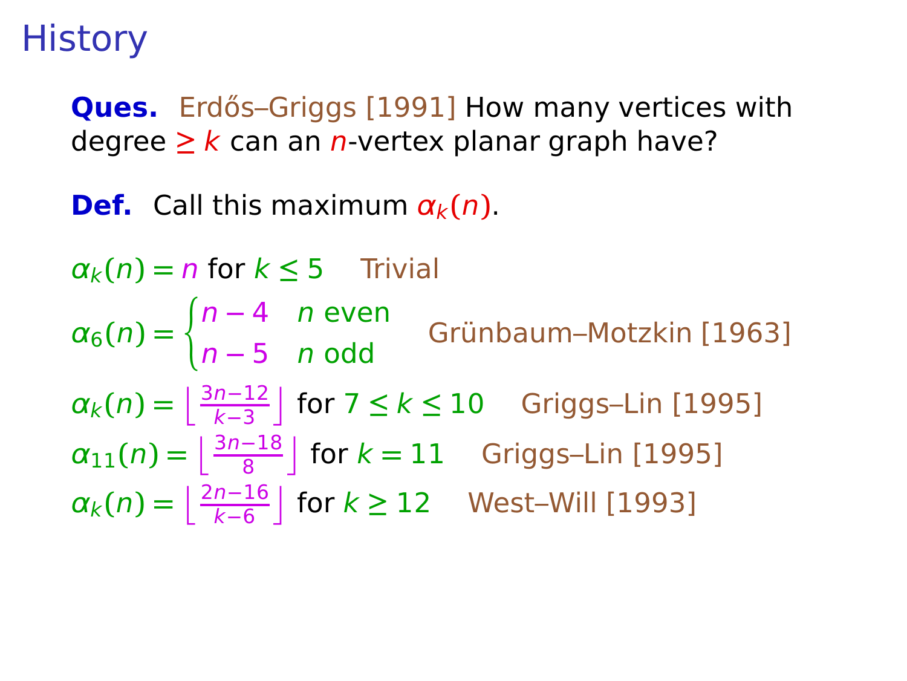# History

**Ques.** Erdős–Griggs [1991] How many vertices with degree $\geq k$ can an $n$-vertex planar graph have?

**Def.** Call this maximum $\alpha_k(n)$.

$\alpha_k(n) = n$ for $k \leq 5$ Trivial

$$\alpha_6(n) = \begin{cases} n-4 & n \text{ even} \\ n-5 & n \text{ odd} \end{cases}$$ Grünbaum–Motzkin [1963]

$\alpha_k(n) = \left\lfloor \frac{3n-12}{k-3} \right\rfloor$ for $7 \leq k \leq 10$ Griggs–Lin [1995]

$\alpha_{11}(n) = \left\lfloor \frac{3n-18}{8} \right\rfloor$ for $k = 11$ Griggs–Lin [1995]

$\alpha_k(n) = \left\lfloor \frac{2n-16}{k-6} \right\rfloor$ for $k \geq 12$ West–Will [1993]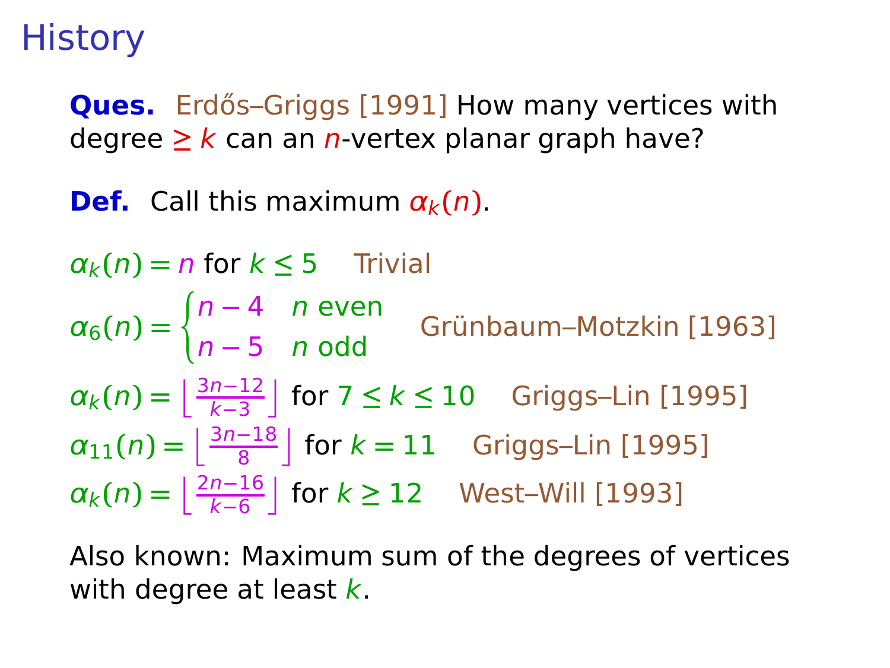# History

**Ques.** Erdős–Griggs [1991] How many vertices with degree $\geq k$ can an $n$-vertex planar graph have?

**Def.** Call this maximum $\alpha_k(n)$.

$\alpha_k(n) = n$ for $k \leq 5$ Trivial

$\alpha_6(n) = \begin{cases} n-4 & n \text{ even} \\ n-5 & n \text{ odd} \end{cases}$ Grünbaum–Motzkin [1963]

$\alpha_k(n) = \left\lfloor \frac{3n-12}{k-3} \right\rfloor$ for $7 \leq k \leq 10$ Griggs–Lin [1995]

$\alpha_{11}(n) = \left\lfloor \frac{3n-18}{8} \right\rfloor$ for $k = 11$ Griggs–Lin [1995]

$\alpha_k(n) = \left\lfloor \frac{2n-16}{k-6} \right\rfloor$ for $k \geq 12$ West–Will [1993]

Also known: Maximum sum of the degrees of vertices with degree at least $k$.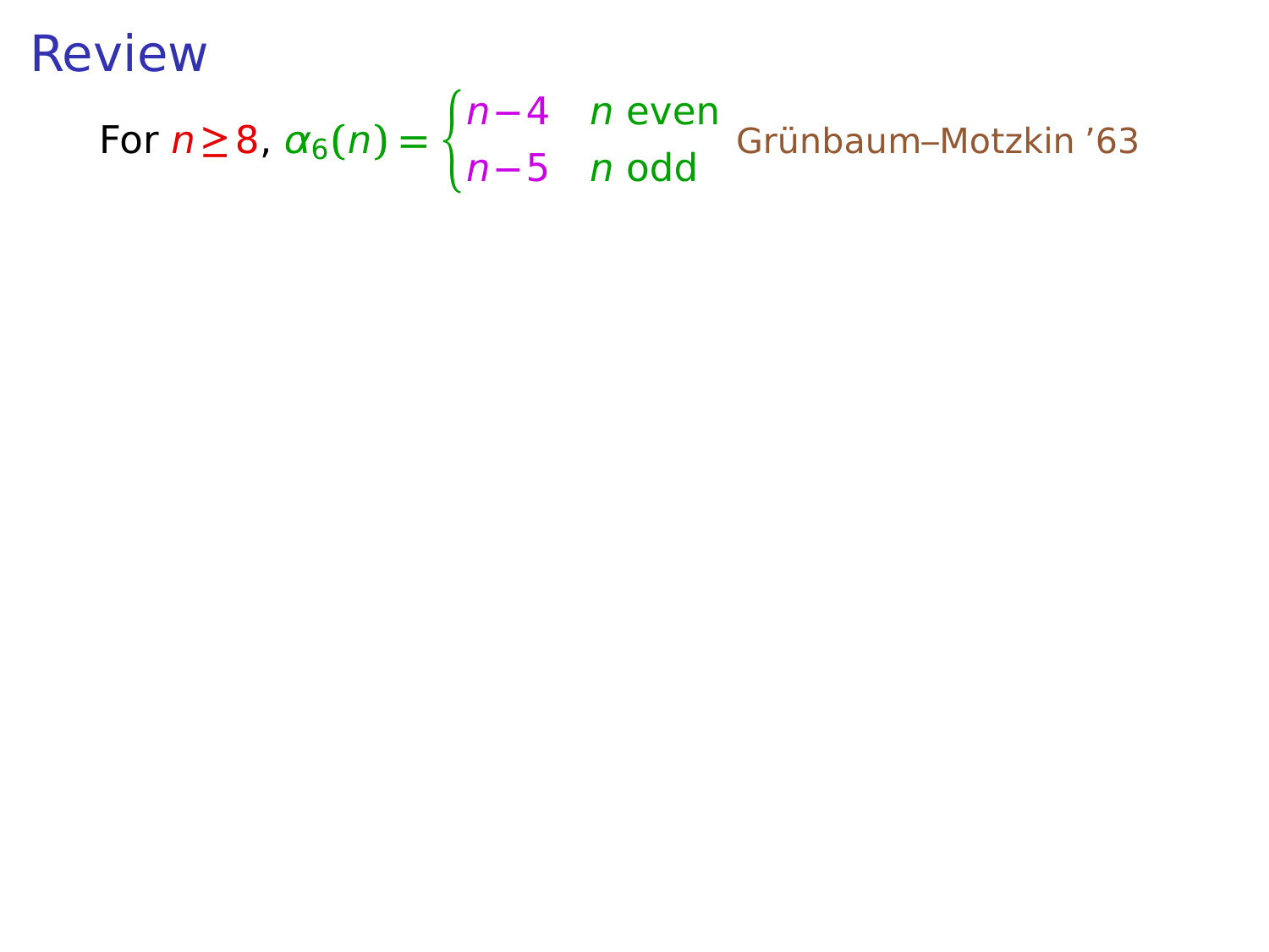# Review

For $n \geq 8$, $\alpha_6(n) = \begin{cases} n-4 & n \text{ even} \\ n-5 & n \text{ odd} \end{cases}$ Grünbaum–Motzkin ’63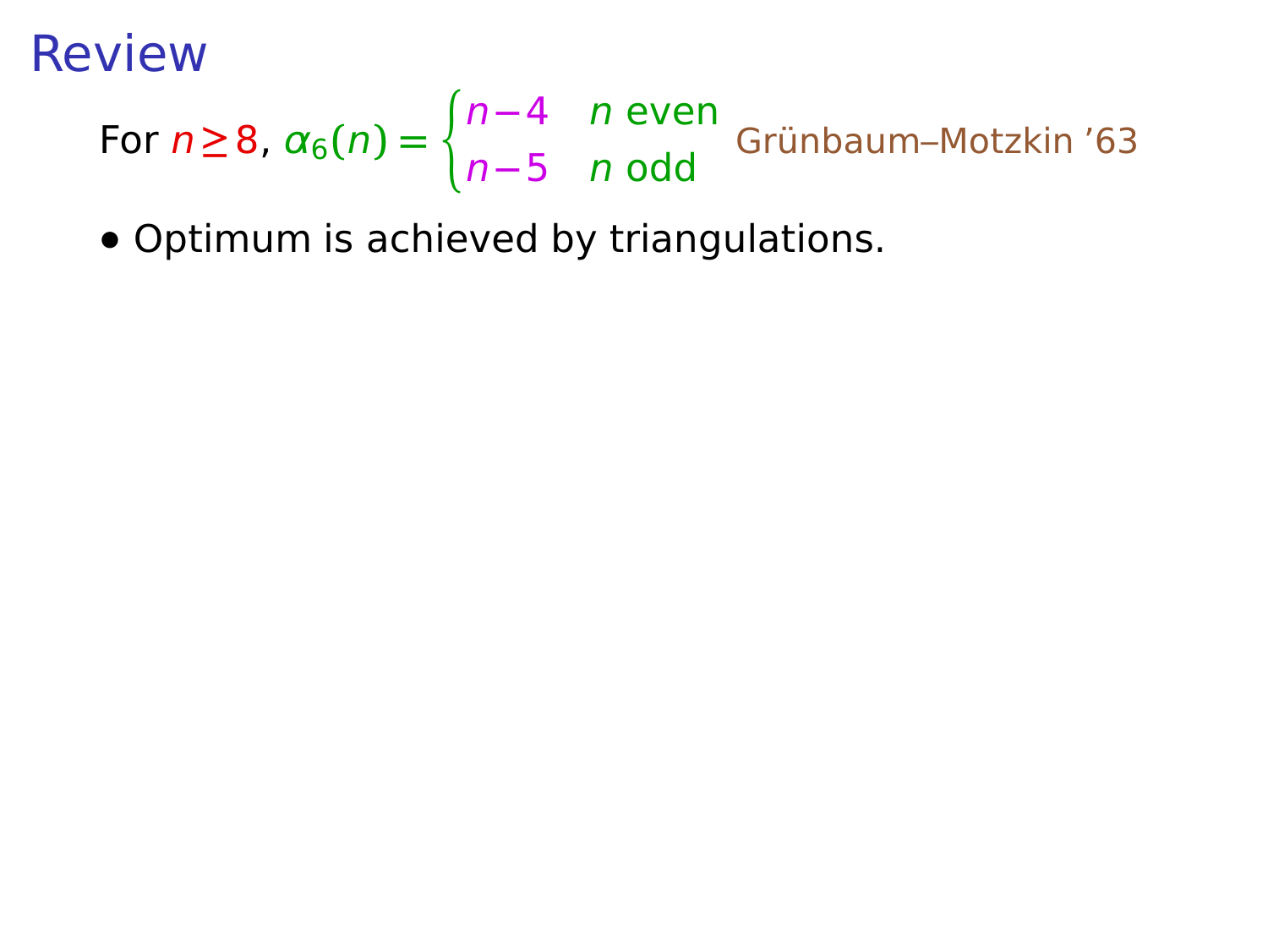# Review

For $n \geq 8$, $\alpha_6(n) = \begin{cases} n-4 & n \text{ even} \\ n-5 & n \text{ odd} \end{cases}$ Grünbaum–Motzkin '63

- Optimum is achieved by triangulations.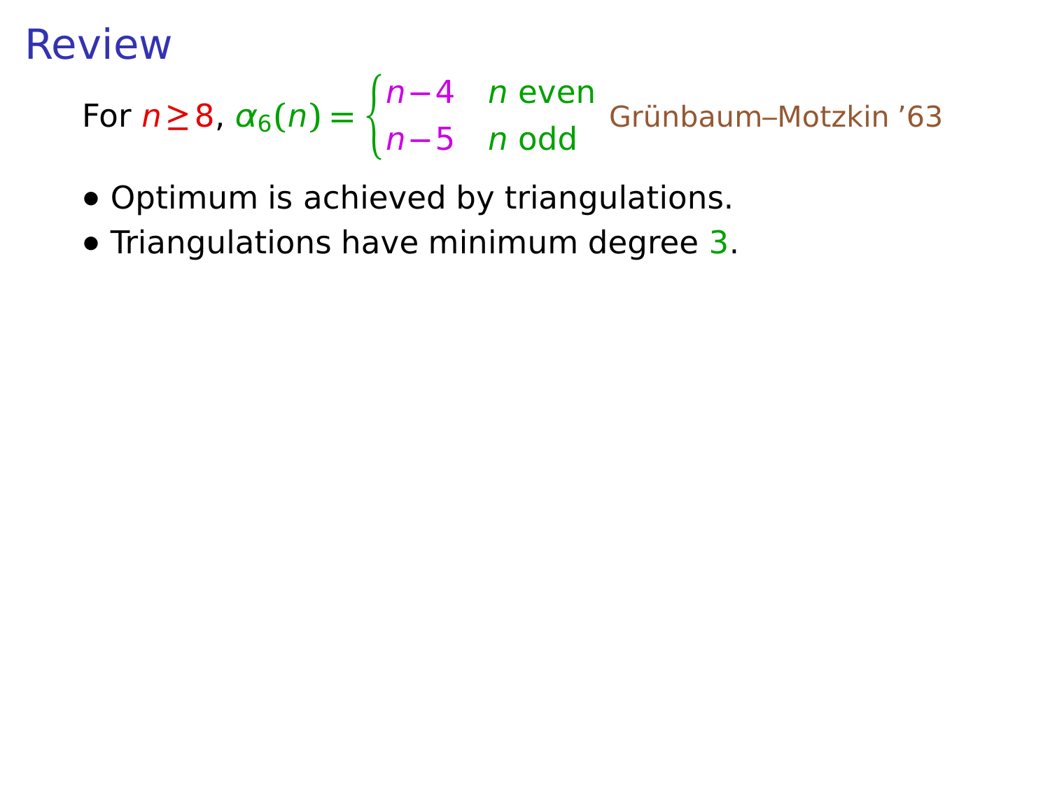# Review

For $n \geq 8$, $\alpha_6(n) = \begin{cases} n-4 & n \text{ even} \\ n-5 & n \text{ odd} \end{cases}$ Grünbaum–Motzkin ’63

- Optimum is achieved by triangulations.
- Triangulations have minimum degree 3.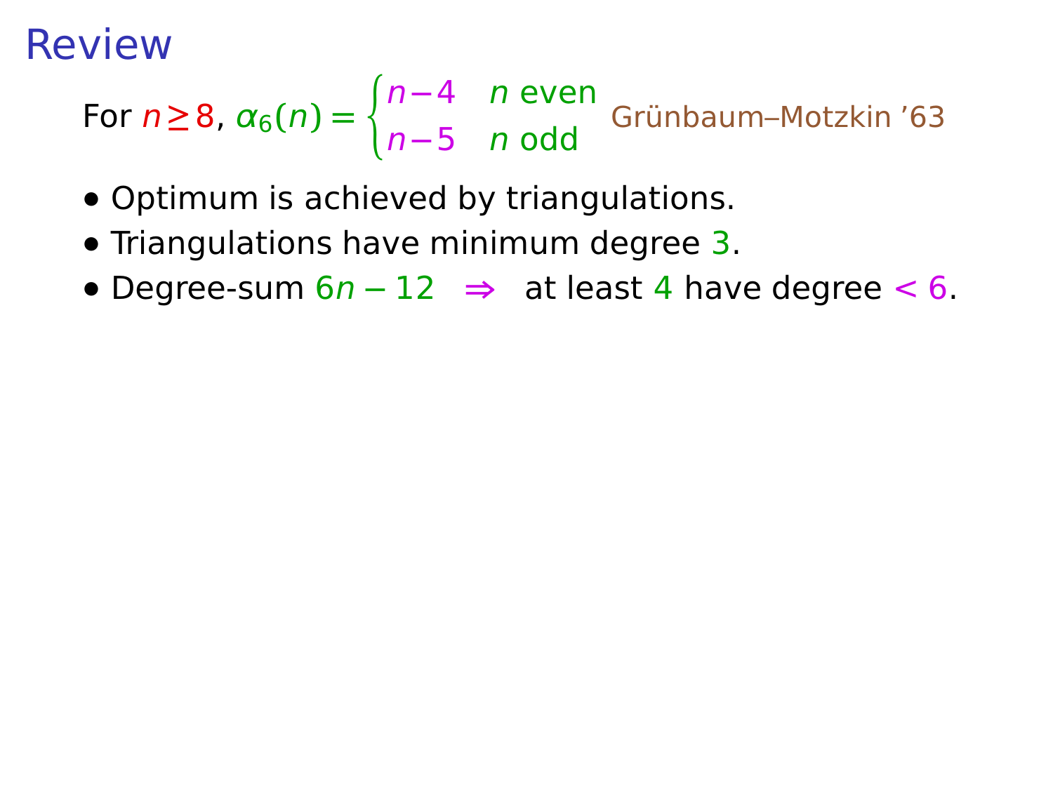# Review

For $n \geq 8$, $\alpha_6(n) = \begin{cases} n-4 & n \text{ even} \\ n-5 & n \text{ odd} \end{cases}$ Grünbaum–Motzkin ’63

- Optimum is achieved by triangulations.
- Triangulations have minimum degree $3$.
- Degree-sum $6n - 12 \Rightarrow$ at least $4$ have degree $< 6$.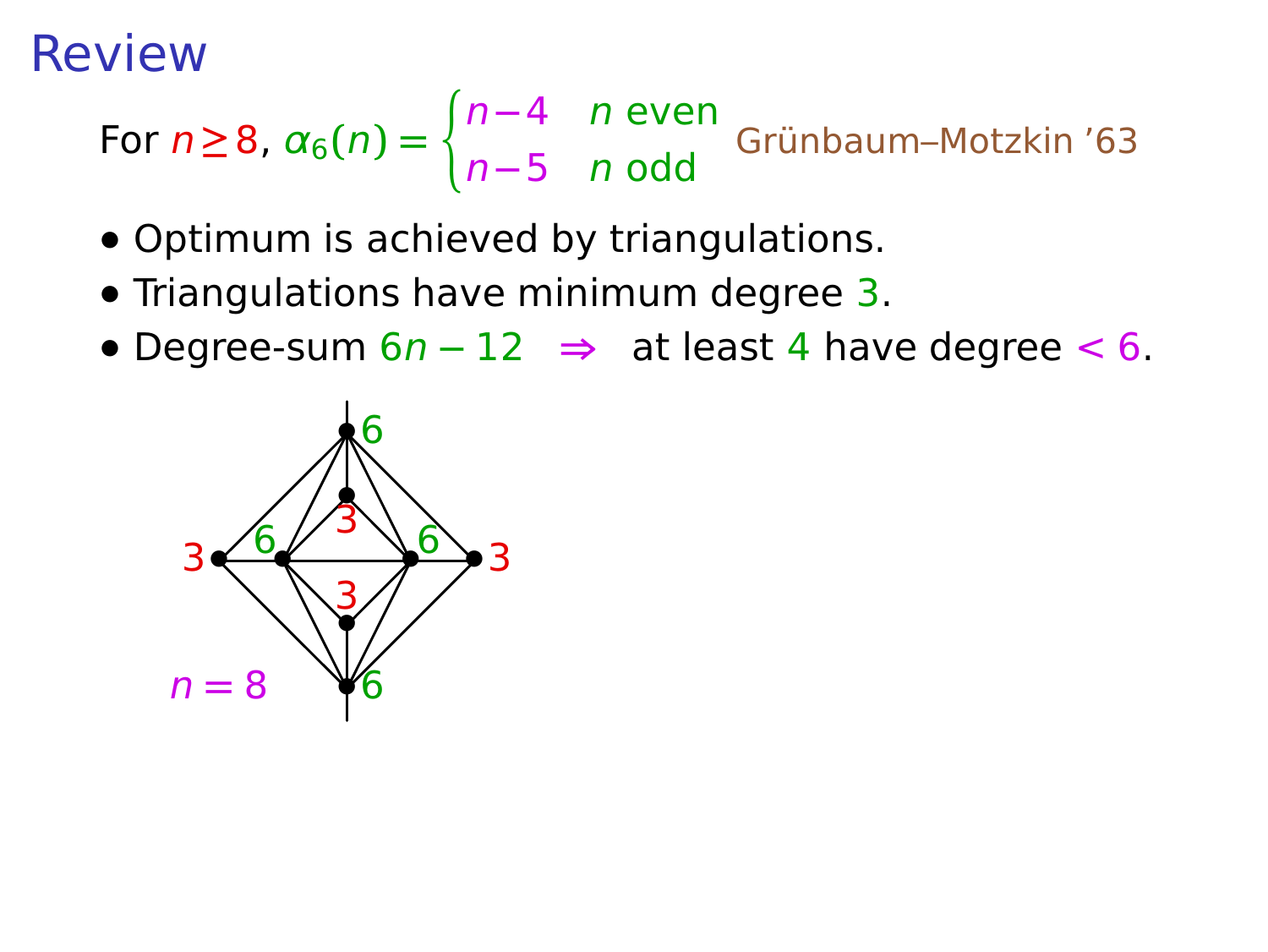# Review

For $n \geq 8$, $\alpha_6(n) = \begin{cases} n-4 & n \text{ even} \\ n-5 & n \text{ odd} \end{cases}$ Grünbaum–Motzkin '63

- Optimum is achieved by triangulations.
- Triangulations have minimum degree 3.
- Degree-sum $6n - 12 \;\; \Rightarrow \;\;$ at least 4 have degree $< 6$.

6
3
3
6
6
3
3
6
$n = 8$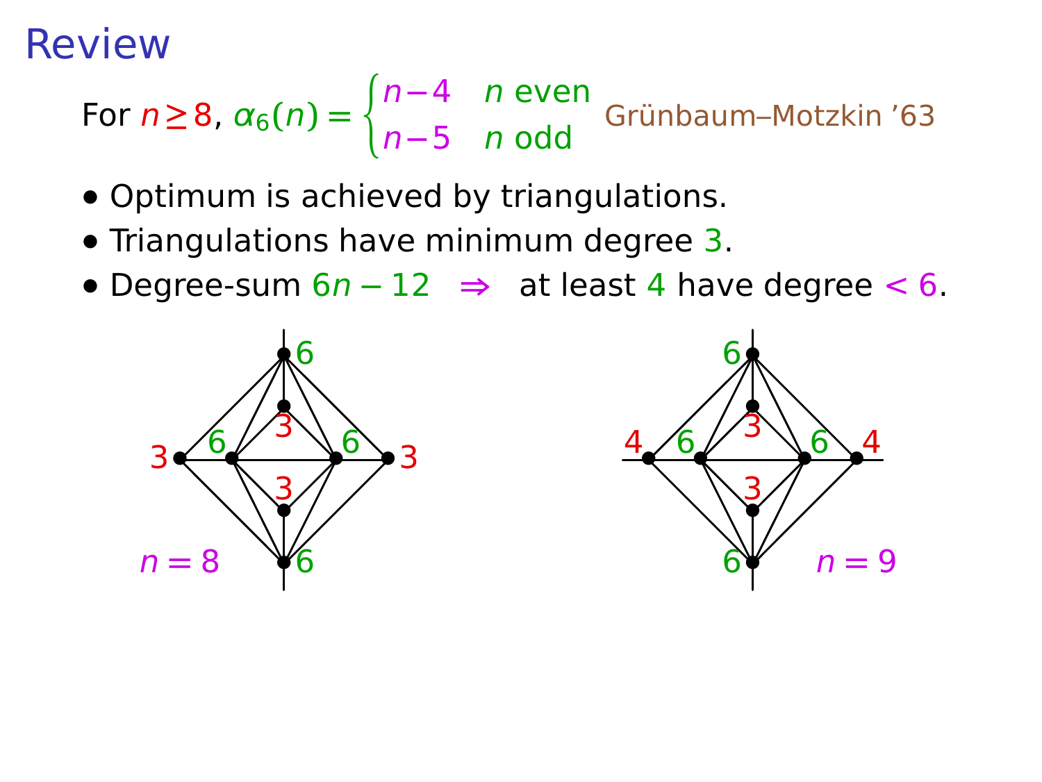# Review

For $n \geq 8$, $\alpha_6(n) = \begin{cases} n-4 & n \text{ even} \\ n-5 & n \text{ odd} \end{cases}$ Grünbaum–Motzkin '63

- Optimum is achieved by triangulations.
- Triangulations have minimum degree 3.
- Degree-sum $6n - 12 \Rightarrow$ at least 4 have degree $< 6$.

6
3
6
6
3
3
3
$n = 8$
6

6
4
6
3
6
4
3
6
$n = 9$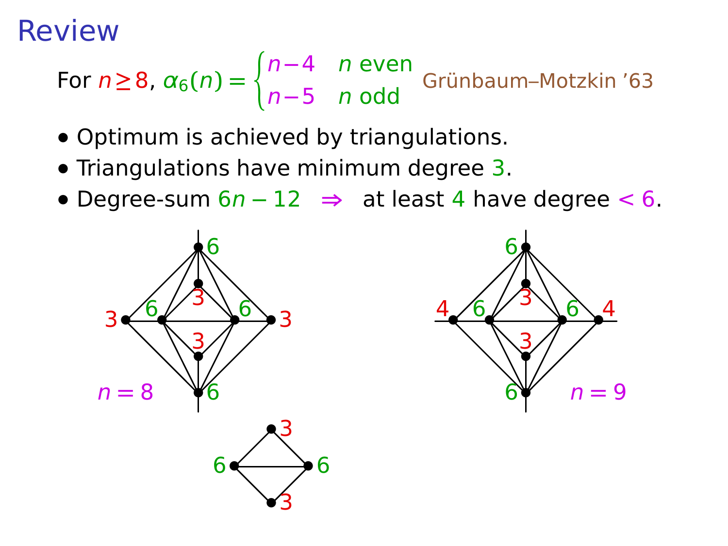# Review

For $n \geq 8$, $\alpha_6(n) = \begin{cases} n-4 & n \text{ even} \\ n-5 & n \text{ odd} \end{cases}$ Grünbaum–Motzkin ’63

- Optimum is achieved by triangulations.
- Triangulations have minimum degree 3.
- Degree-sum $6n-12 \Rightarrow$ at least 4 have degree $< 6$.

$n=8$

$n=9$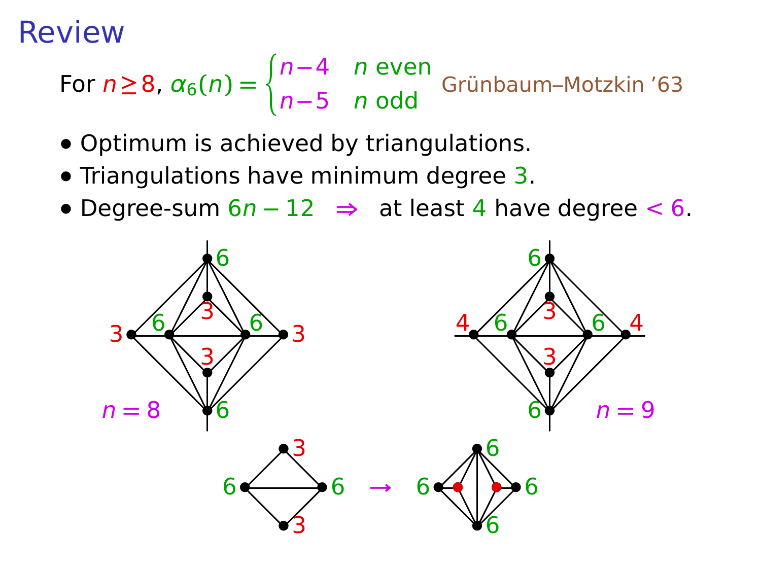# Review

For $n \geq 8$, $\alpha_6(n) = \begin{cases} n-4 & n \text{ even} \\ n-5 & n \text{ odd} \end{cases}$ Grünbaum–Motzkin ’63

- Optimum is achieved by triangulations.
- Triangulations have minimum degree 3.
- Degree-sum $6n - 12 \Rightarrow$ at least 4 have degree $< 6$.

$n = 8$

$n = 9$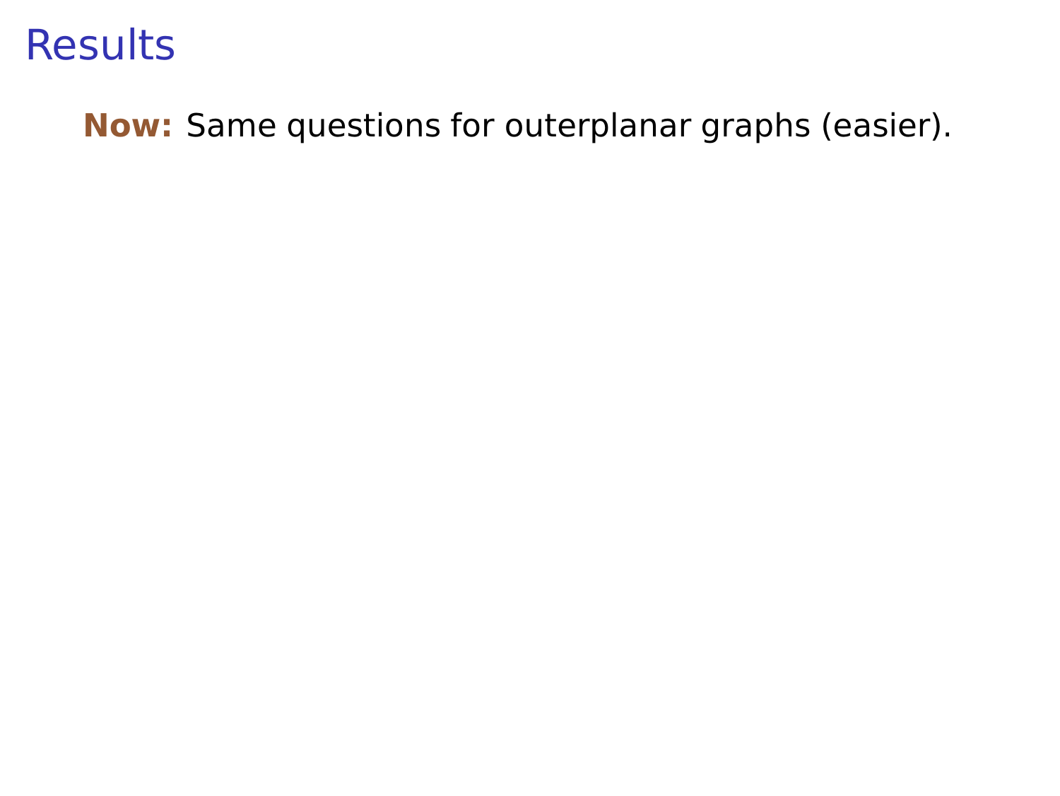# Results

**Now:** Same questions for outerplanar graphs (easier).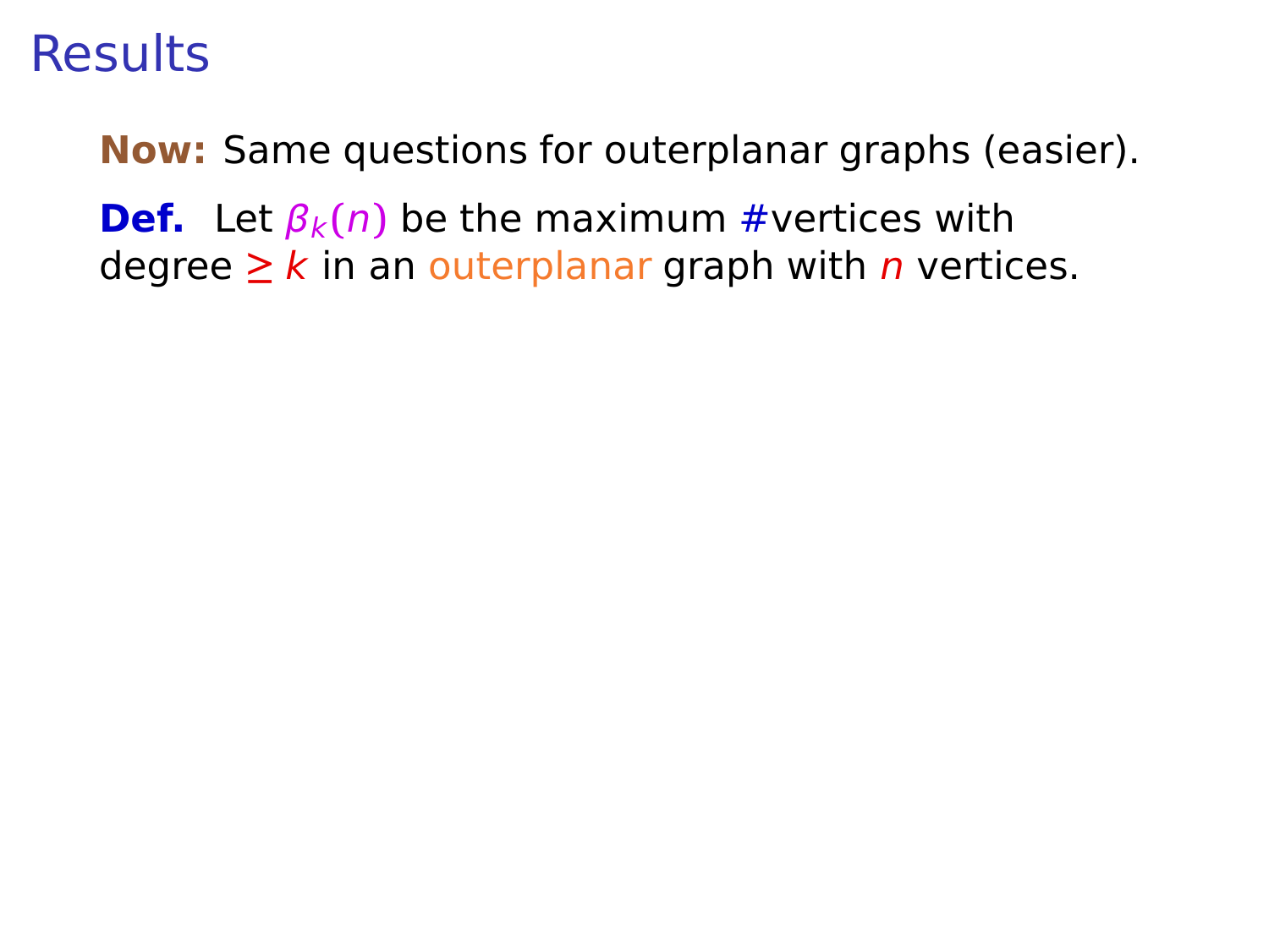# Results

**Now:** Same questions for outerplanar graphs (easier).

**Def.** Let $\beta_k(n)$ be the maximum #vertices with degree $\geq k$ in an outerplanar graph with $n$ vertices.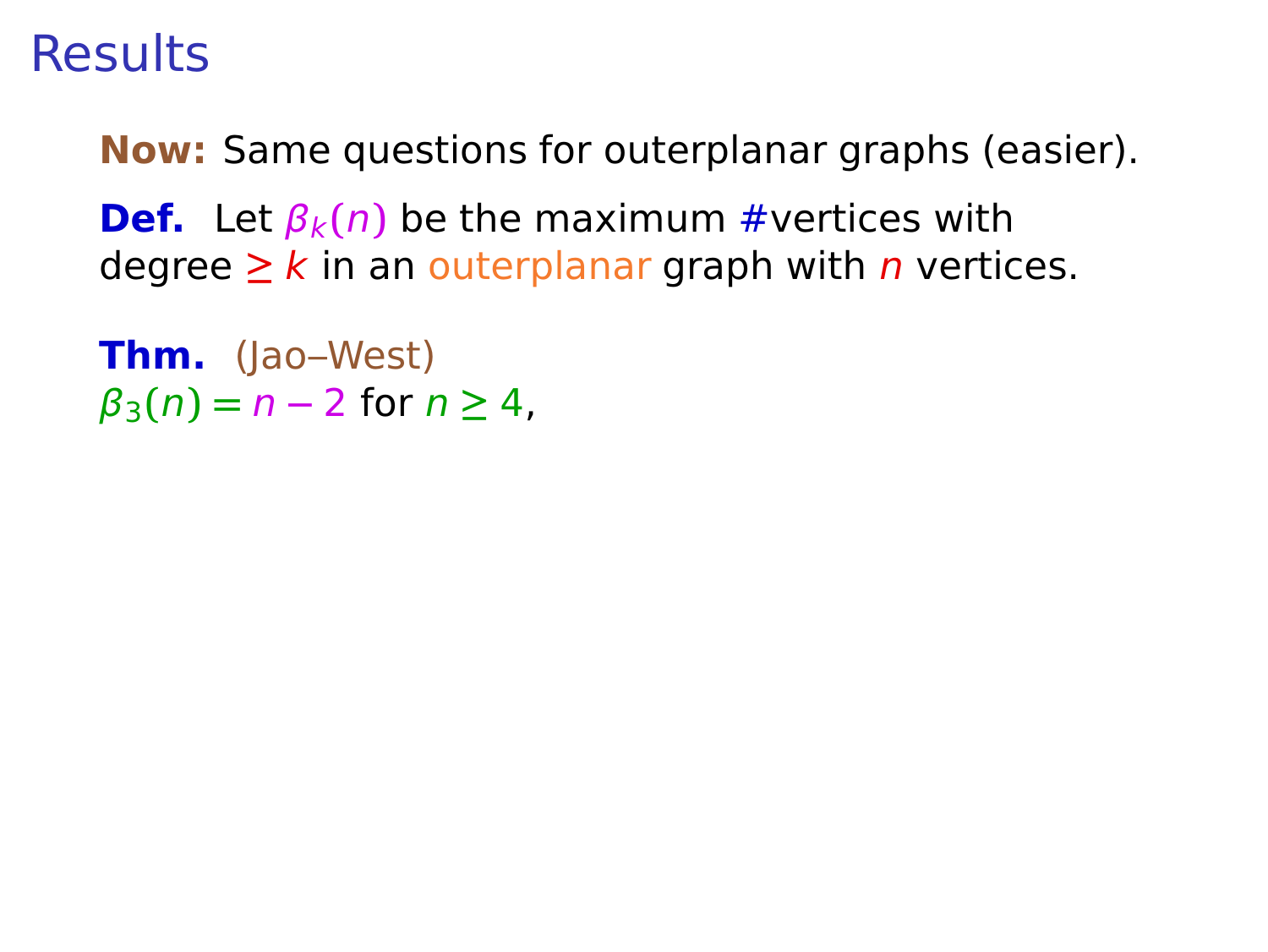# Results

**Now:** Same questions for outerplanar graphs (easier).

**Def.** Let $\beta_k(n)$ be the maximum #vertices with degree $\geq k$ in an outerplanar graph with $n$ vertices.

**Thm.** (Jao–West)
$\beta_3(n) = n - 2$ for $n \geq 4$,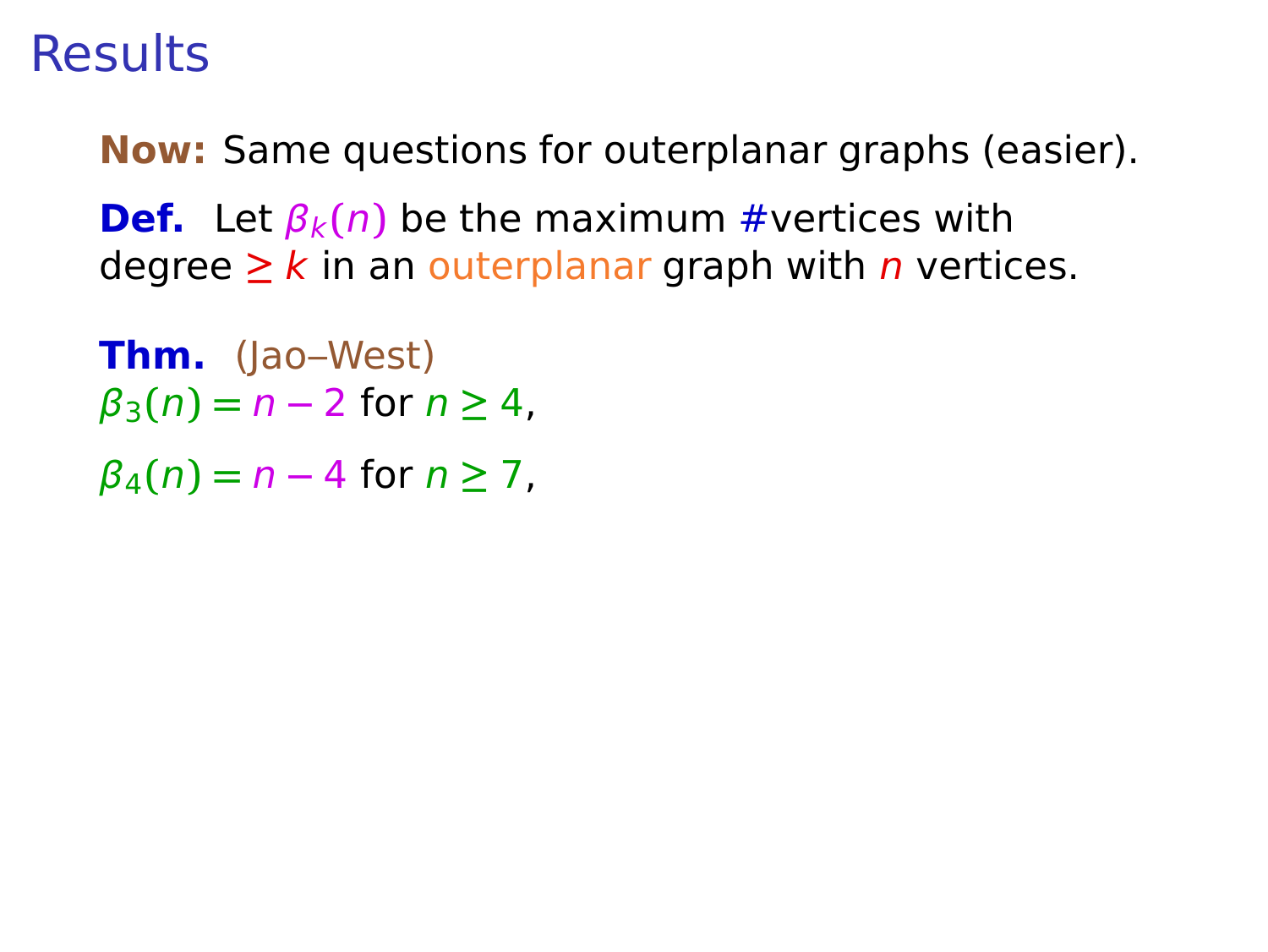# Results

**Now:** Same questions for outerplanar graphs (easier).

**Def.** Let $\beta_k(n)$ be the maximum #vertices with degree $\geq k$ in an outerplanar graph with $n$ vertices.

**Thm.** (Jao–West)
$\beta_3(n) = n - 2$ for $n \geq 4$,

$\beta_4(n) = n - 4$ for $n \geq 7$,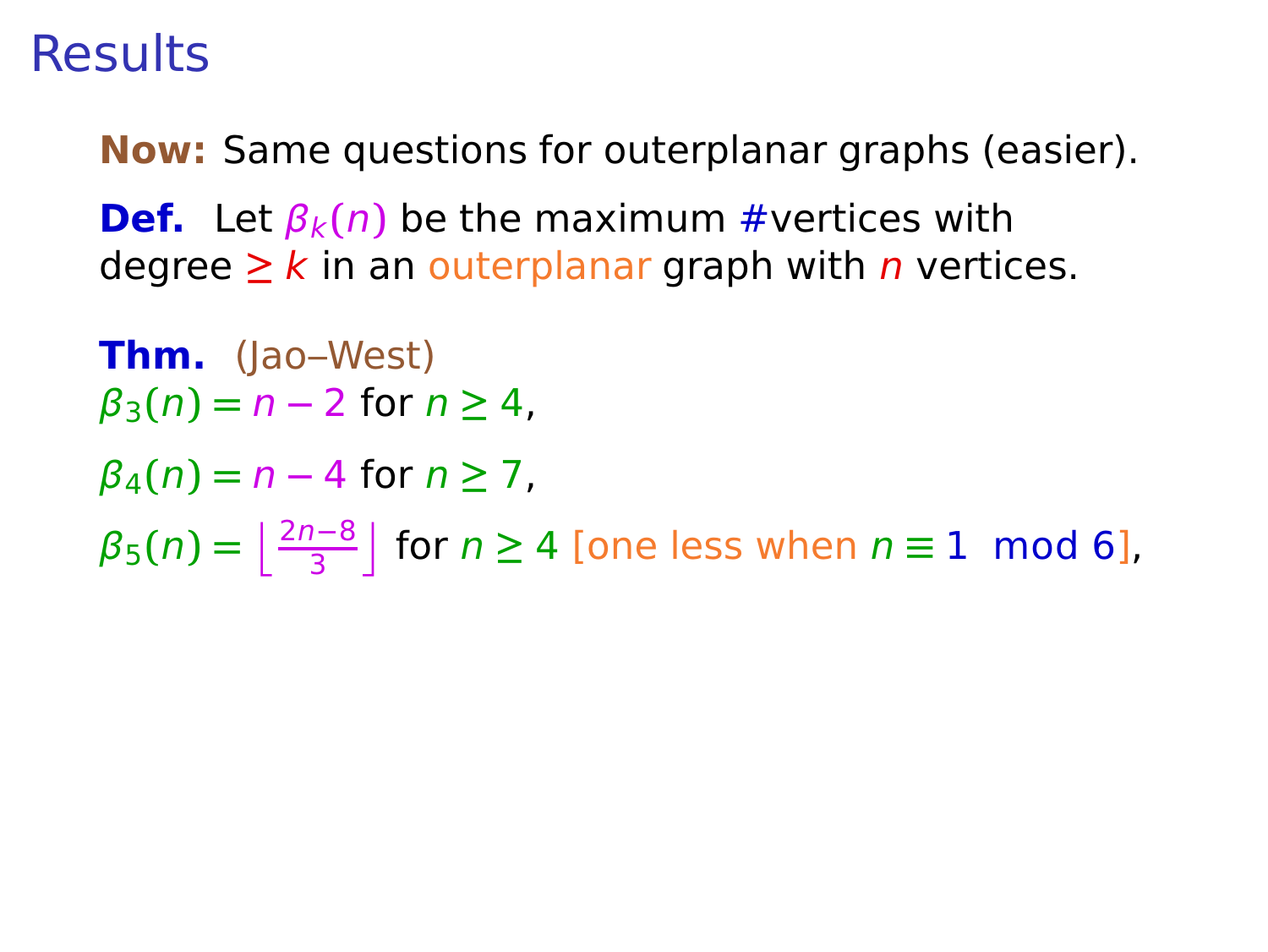# Results

**Now:** Same questions for outerplanar graphs (easier).

**Def.** Let $\beta_k(n)$ be the maximum #vertices with degree $\geq k$ in an outerplanar graph with $n$ vertices.

**Thm.** (Jao–West)
$\beta_3(n) = n - 2$ for $n \geq 4$,

$\beta_4(n) = n - 4$ for $n \geq 7$,

$\beta_5(n) = \left\lfloor \frac{2n-8}{3} \right\rfloor$ for $n \geq 4$ [one less when $n \equiv 1 \mod 6$],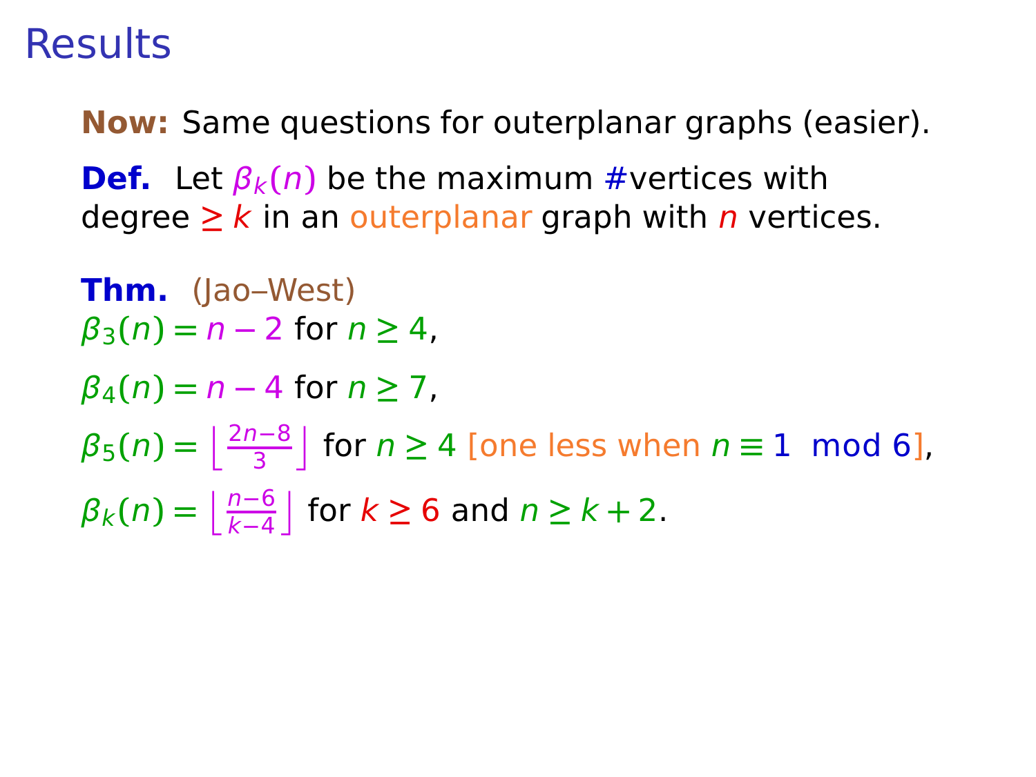# Results

**Now:** Same questions for outerplanar graphs (easier).

**Def.** Let $\beta_k(n)$ be the maximum #vertices with degree $\geq k$ in an outerplanar graph with $n$ vertices.

**Thm.** (Jao–West)

$\beta_3(n) = n - 2$ for $n \geq 4$,

$\beta_4(n) = n - 4$ for $n \geq 7$,

$\beta_5(n) = \left\lfloor \frac{2n-8}{3} \right\rfloor$ for $n \geq 4$ [one less when $n \equiv 1 \mod 6$],

$\beta_k(n) = \left\lfloor \frac{n-6}{k-4} \right\rfloor$ for $k \geq 6$ and $n \geq k+2$.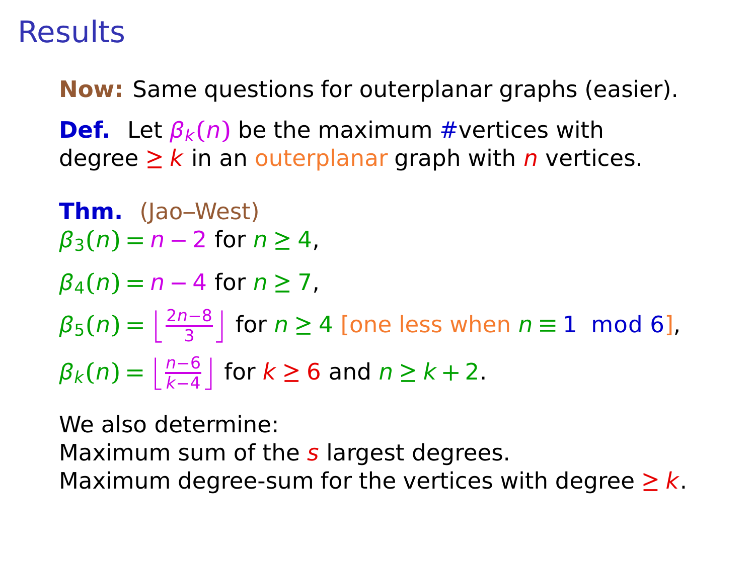# Results

**Now:** Same questions for outerplanar graphs (easier).

**Def.** Let $\beta_k(n)$ be the maximum #vertices with degree $\geq k$ in an outerplanar graph with $n$ vertices.

**Thm.** (Jao–West)

$\beta_3(n) = n - 2$ for $n \geq 4$,

$\beta_4(n) = n - 4$ for $n \geq 7$,

$\beta_5(n) = \left\lfloor \frac{2n-8}{3} \right\rfloor$ for $n \geq 4$ [one less when $n \equiv 1 \mod 6$],

$\beta_k(n) = \left\lfloor \frac{n-6}{k-4} \right\rfloor$ for $k \geq 6$ and $n \geq k + 2$.

We also determine:
Maximum sum of the $s$ largest degrees.
Maximum degree-sum for the vertices with degree $\geq k$.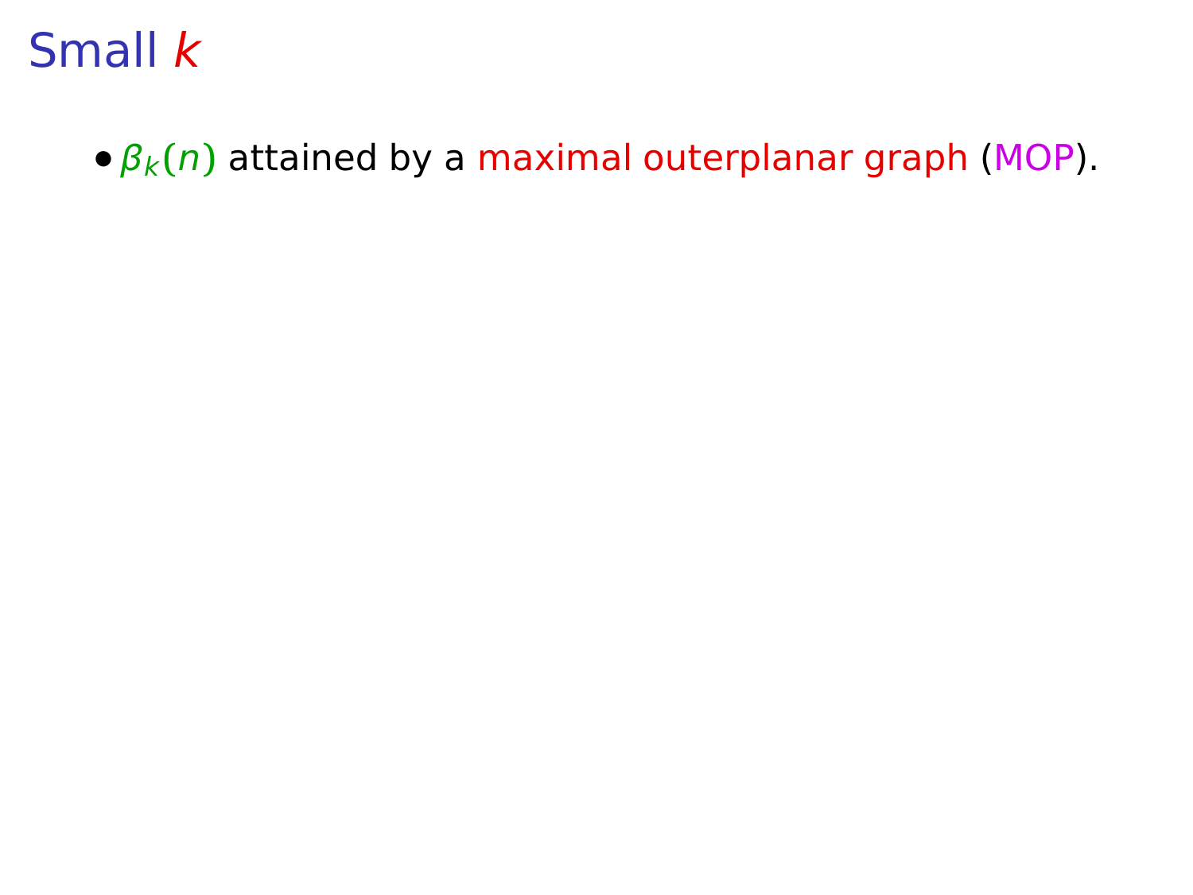# Small $k$

- $\beta_k(n)$ attained by a maximal outerplanar graph (MOP).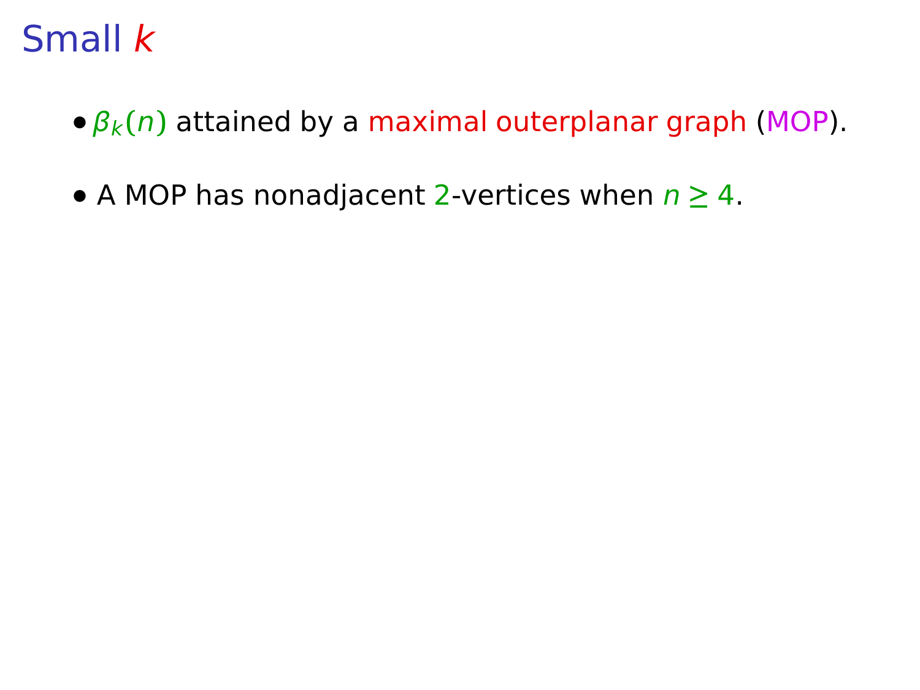# Small $k$

- $\beta_k(n)$ attained by a maximal outerplanar graph (MOP).
- A MOP has nonadjacent 2-vertices when $n \geq 4$.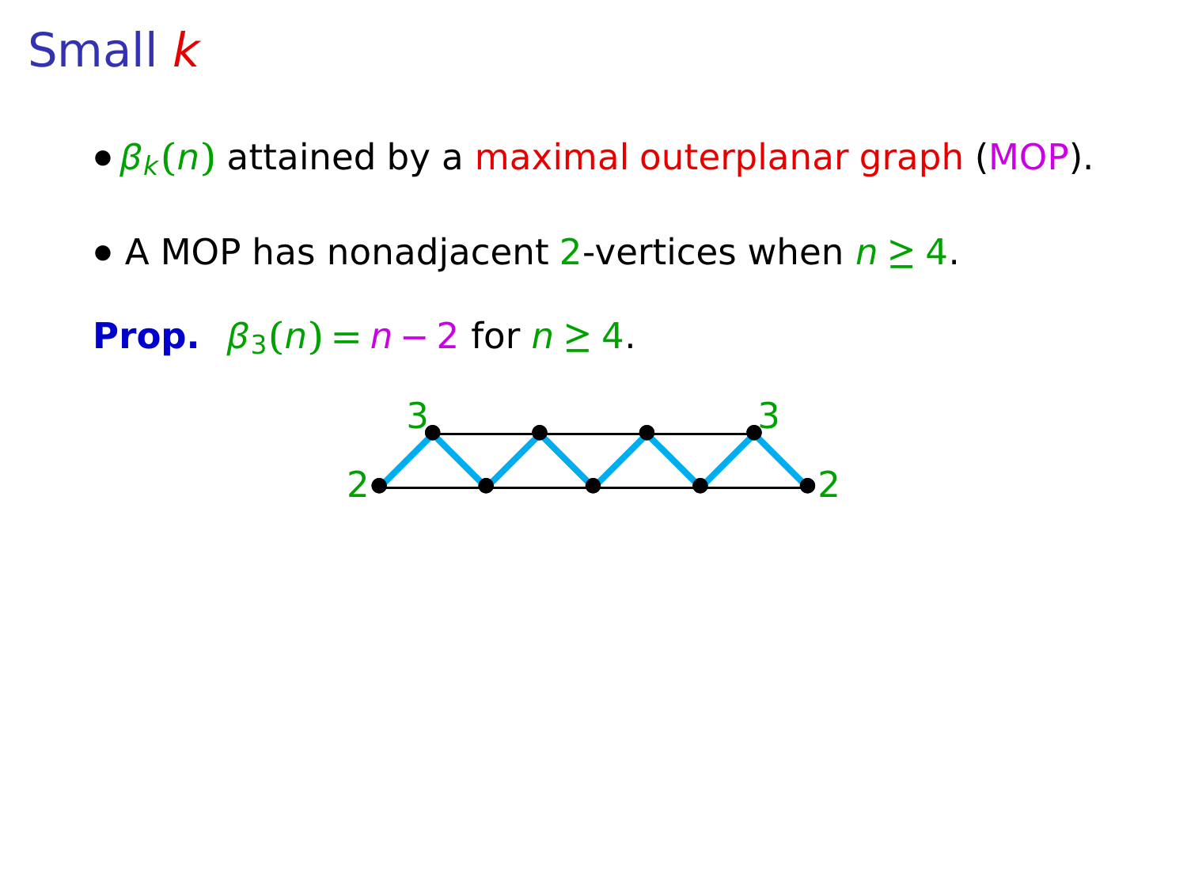# Small $k$

- $\beta_k(n)$ attained by a maximal outerplanar graph (MOP).
- A MOP has nonadjacent 2-vertices when $n \geq 4$.

**Prop.** $\beta_3(n) = n - 2$ for $n \geq 4$.

3 3
2 2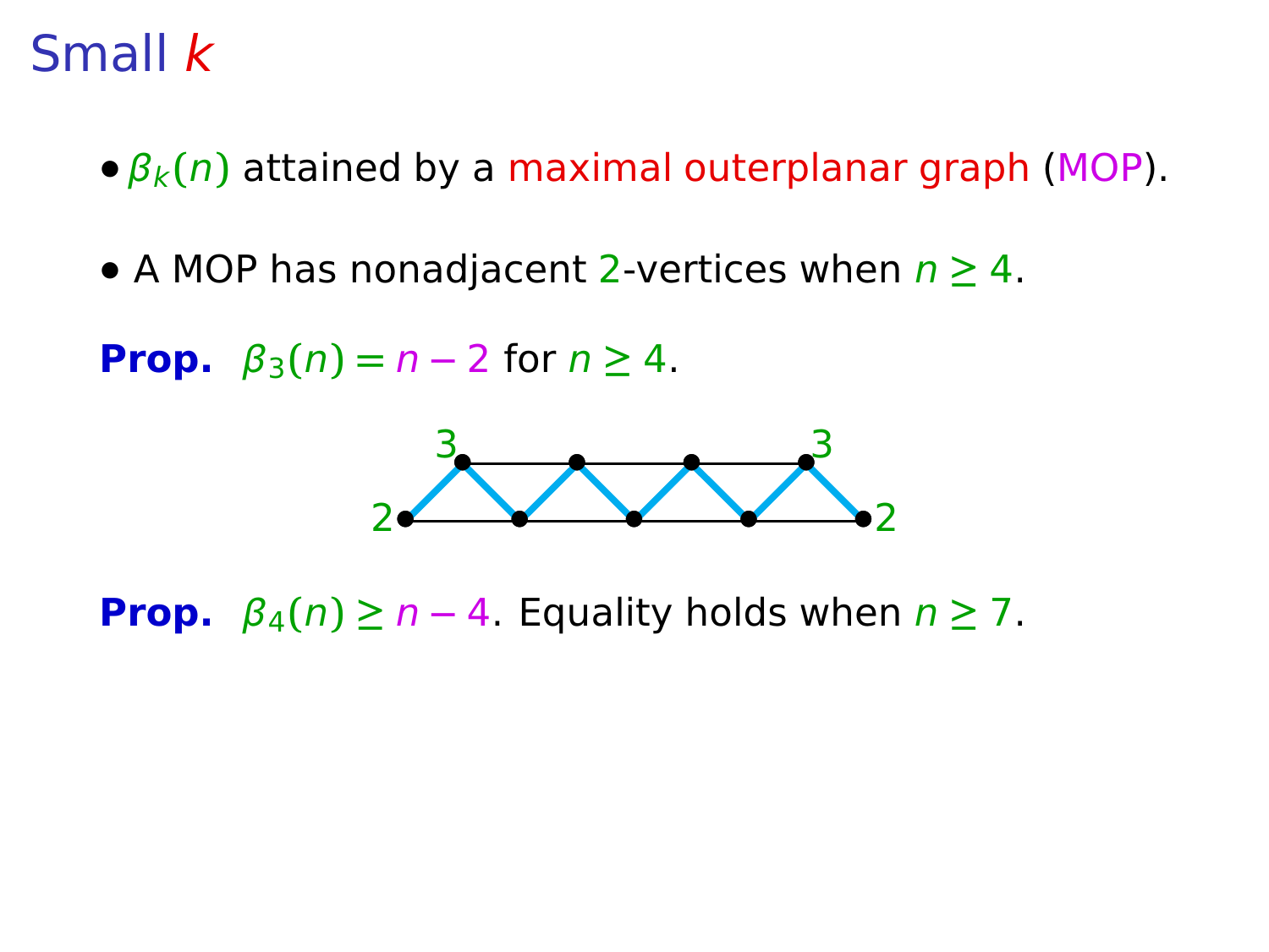# Small $k$

- $\beta_k(n)$ attained by a maximal outerplanar graph (MOP).

- A MOP has nonadjacent 2-vertices when $n \geq 4$.

**Prop.** $\beta_3(n) = n - 2$ for $n \geq 4$.

3 3
2 2

**Prop.** $\beta_4(n) \geq n - 4$. Equality holds when $n \geq 7$.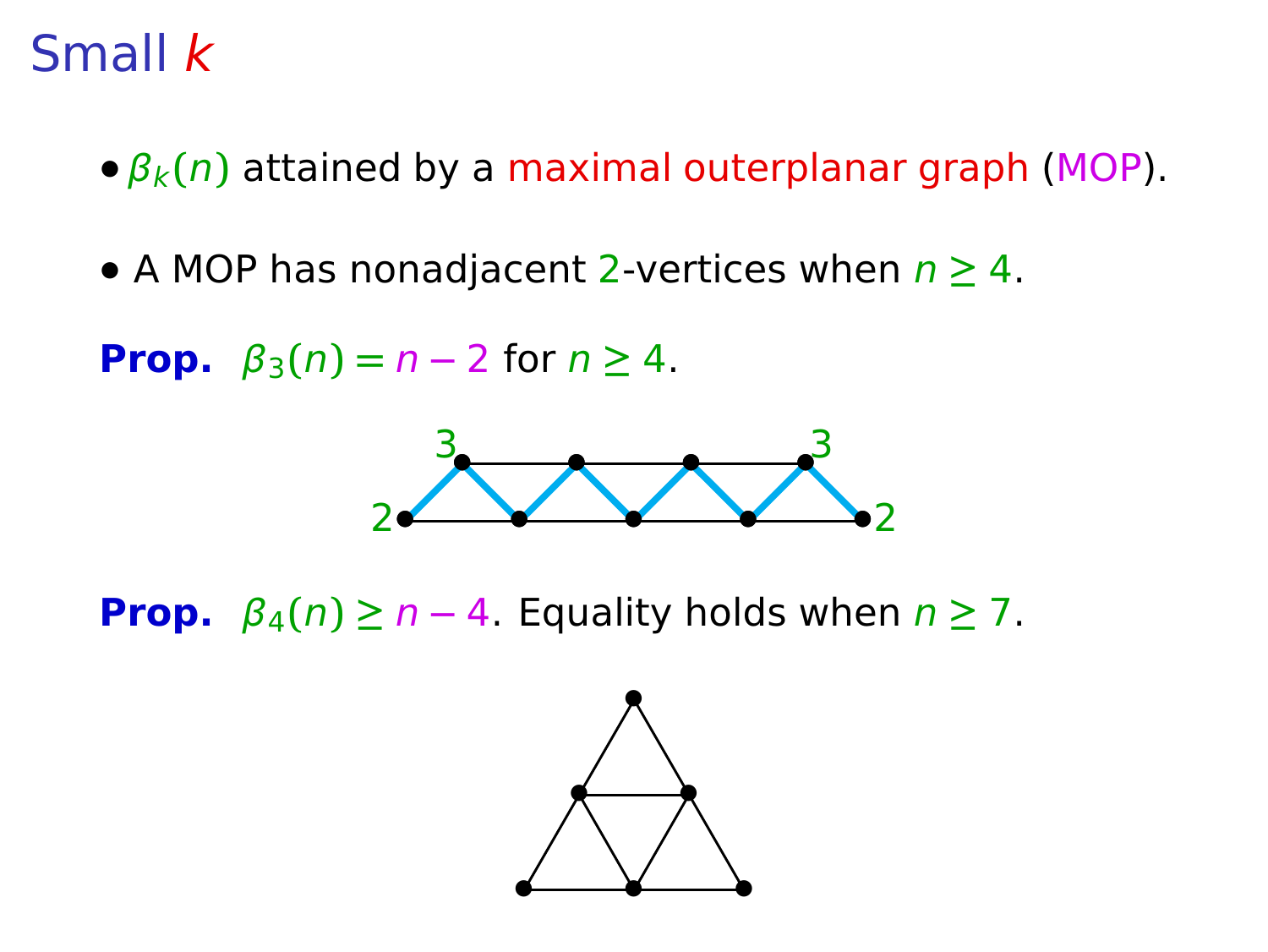# Small $k$

- $\beta_k(n)$ attained by a maximal outerplanar graph (MOP).
- A MOP has nonadjacent 2-vertices when $n \geq 4$.

**Prop.** $\beta_3(n) = n - 2$ for $n \geq 4$.

3 3
2 2

**Prop.** $\beta_4(n) \geq n - 4$. Equality holds when $n \geq 7$.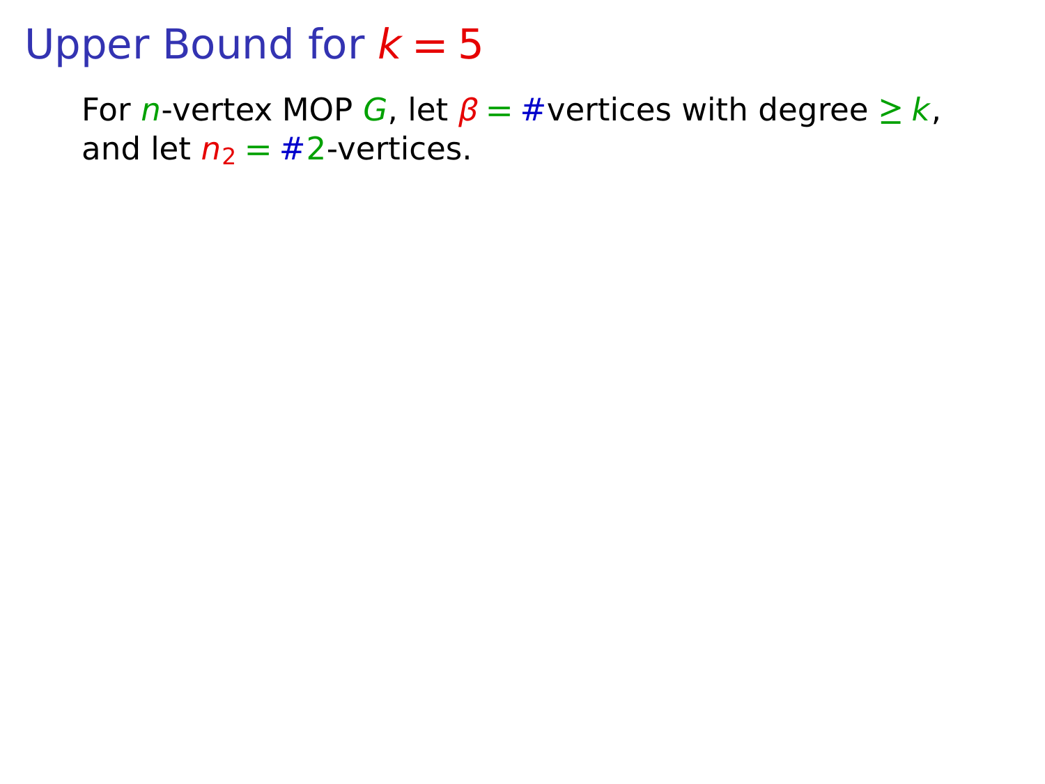# Upper Bound for $k = 5$

For $n$-vertex MOP $G$, let $\beta = $ #vertices with degree $\geq k$, and let $n_2 = $ #2-vertices.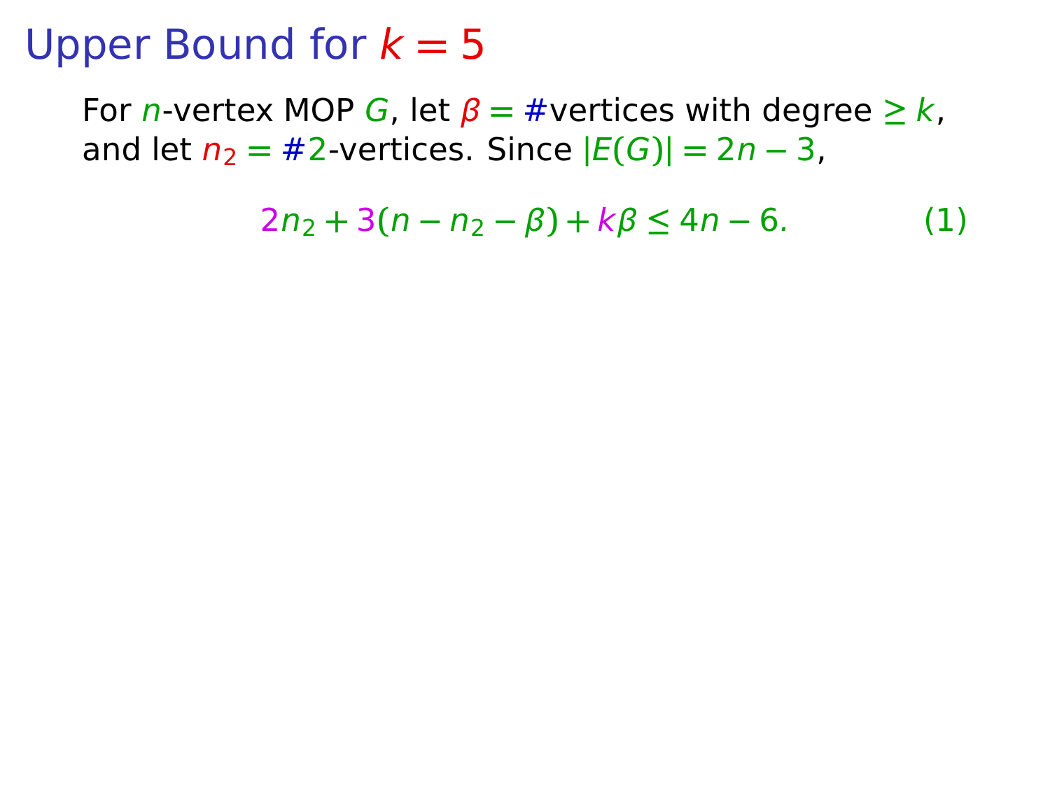# Upper Bound for $k = 5$

For $n$-vertex MOP $G$, let $\beta = \#$vertices with degree $\geq k$, and let $n_2 = \#2$-vertices. Since $|E(G)| = 2n - 3$,

$$2n_2 + 3(n - n_2 - \beta) + k\beta \leq 4n - 6. \qquad (1)$$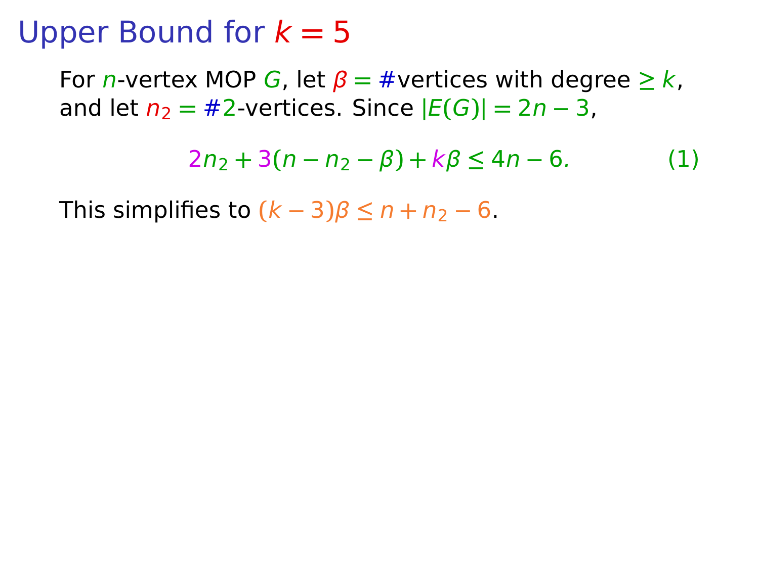# Upper Bound for $k = 5$

For $n$-vertex MOP $G$, let $\beta = \#$vertices with degree $\geq k$, and let $n_2 = \#2$-vertices. Since $|E(G)| = 2n - 3$,

$$2n_2 + 3(n - n_2 - \beta) + k\beta \leq 4n - 6. \qquad (1)$$

This simplifies to $(k - 3)\beta \leq n + n_2 - 6$.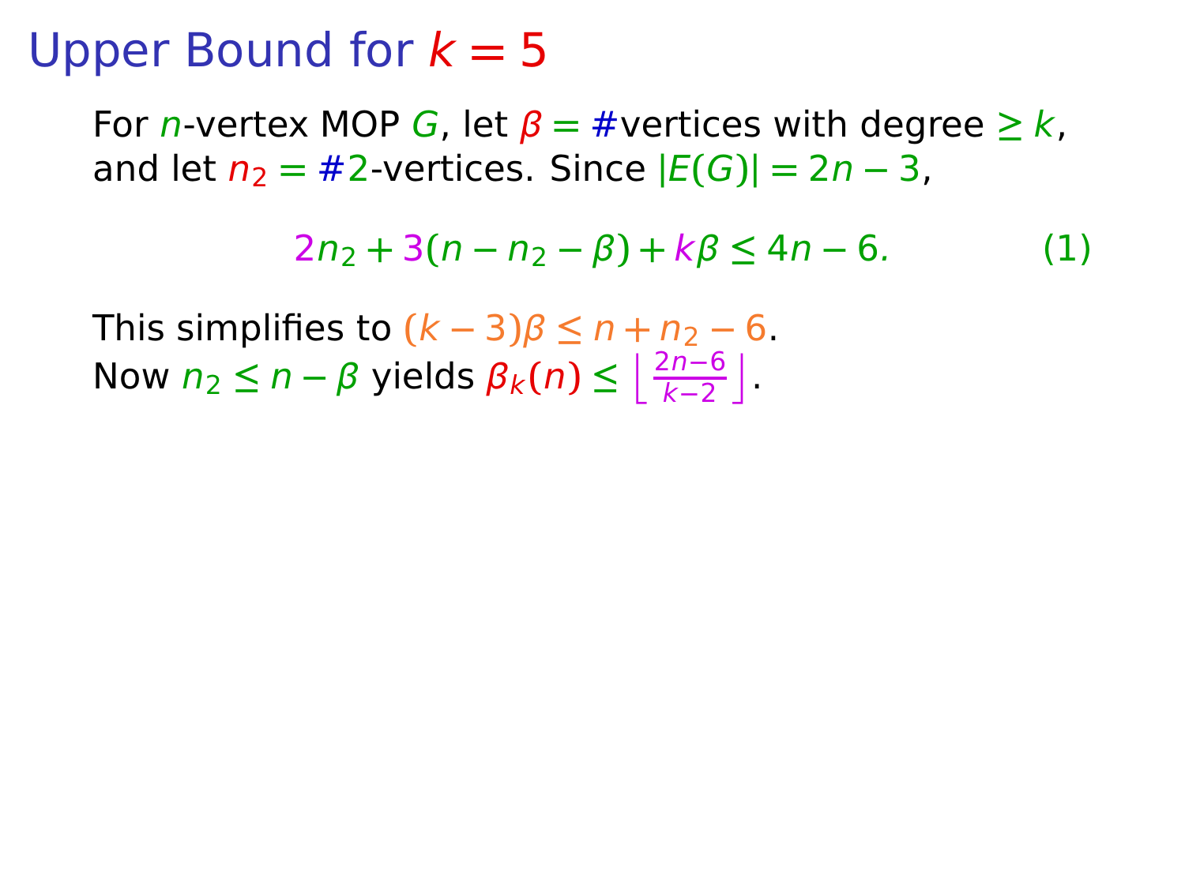# Upper Bound for $k = 5$

For $n$-vertex MOP $G$, let $\beta = \#$vertices with degree $\geq k$, and let $n_2 = \#2$-vertices. Since $|E(G)| = 2n - 3$,

$$2n_2 + 3(n - n_2 - \beta) + k\beta \leq 4n - 6. \qquad (1)$$

This simplifies to $(k-3)\beta \leq n + n_2 - 6$.

Now $n_2 \leq n - \beta$ yields $\beta_k(n) \leq \left\lfloor \frac{2n-6}{k-2} \right\rfloor$.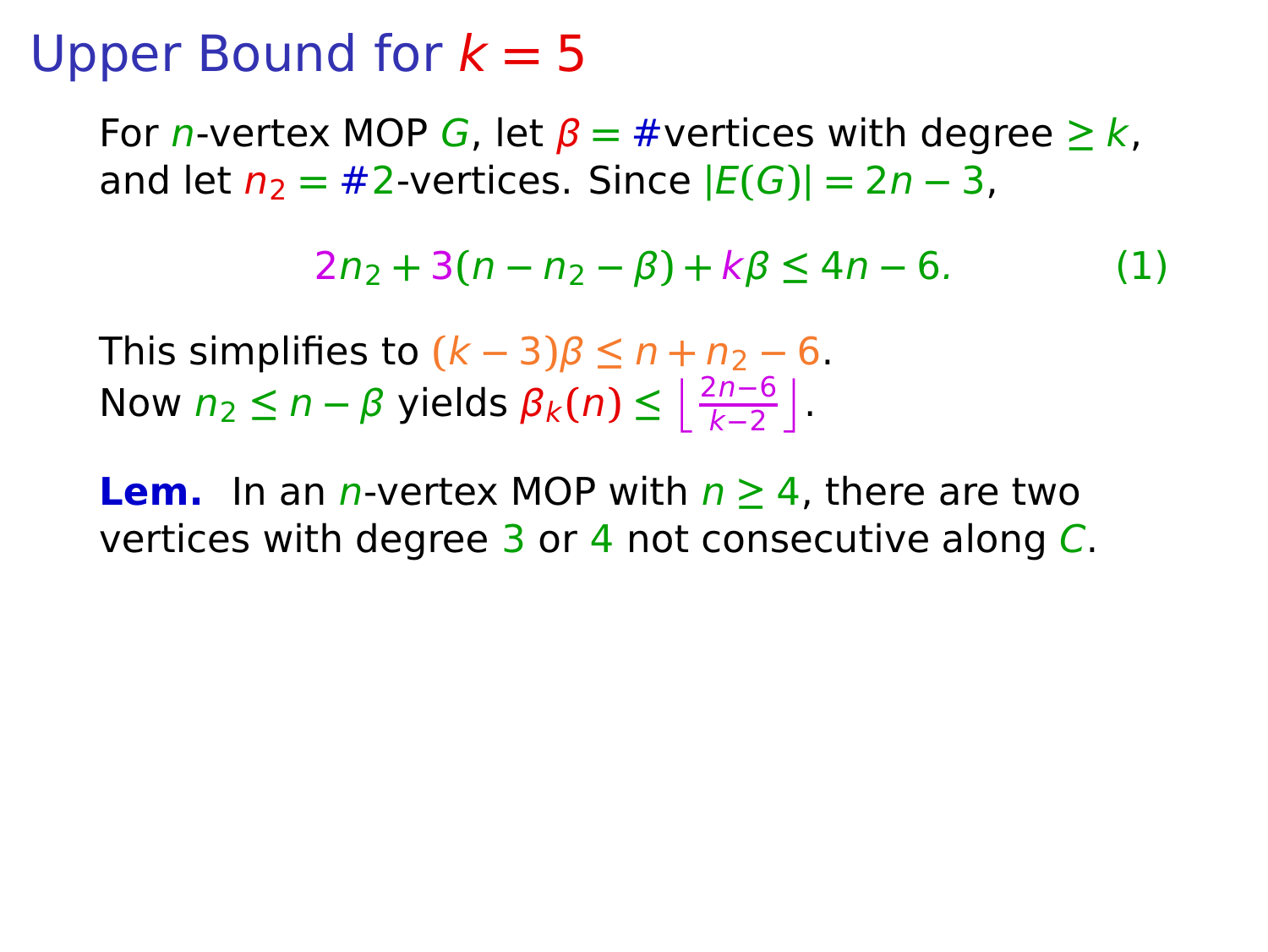# Upper Bound for $k = 5$

For $n$-vertex MOP $G$, let $\beta = \#$vertices with degree $\geq k$, and let $n_2 = \#2$-vertices. Since $|E(G)| = 2n - 3$,

$$2n_2 + 3(n - n_2 - \beta) + k\beta \leq 4n - 6. \qquad (1)$$

This simplifies to $(k-3)\beta \leq n + n_2 - 6$.
Now $n_2 \leq n - \beta$ yields $\beta_k(n) \leq \left\lfloor \frac{2n-6}{k-2} \right\rfloor$.

**Lem.** In an $n$-vertex MOP with $n \geq 4$, there are two vertices with degree $3$ or $4$ not consecutive along $C$.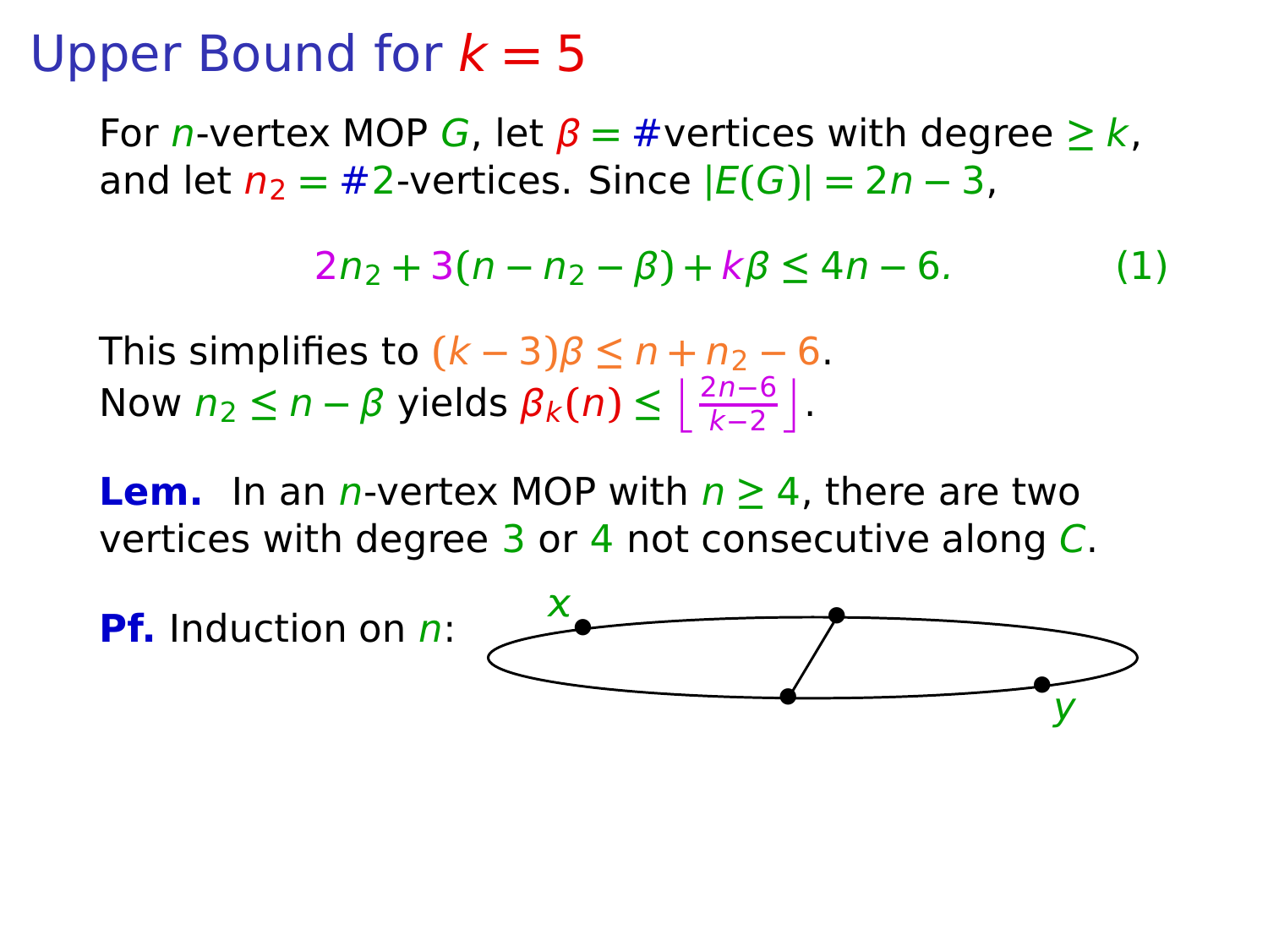# Upper Bound for $k = 5$

For $n$-vertex MOP $G$, let $\beta = \#$vertices with degree $\geq k$, and let $n_2 = \#2$-vertices. Since $|E(G)| = 2n - 3$,

$$2n_2 + 3(n - n_2 - \beta) + k\beta \leq 4n - 6. \qquad (1)$$

This simplifies to $(k-3)\beta \leq n + n_2 - 6$.
Now $n_2 \leq n - \beta$ yields $\beta_k(n) \leq \left\lfloor \frac{2n-6}{k-2} \right\rfloor$.

**Lem.** In an $n$-vertex MOP with $n \geq 4$, there are two vertices with degree 3 or 4 not consecutive along $C$.

**Pf.** Induction on $n$:

x

y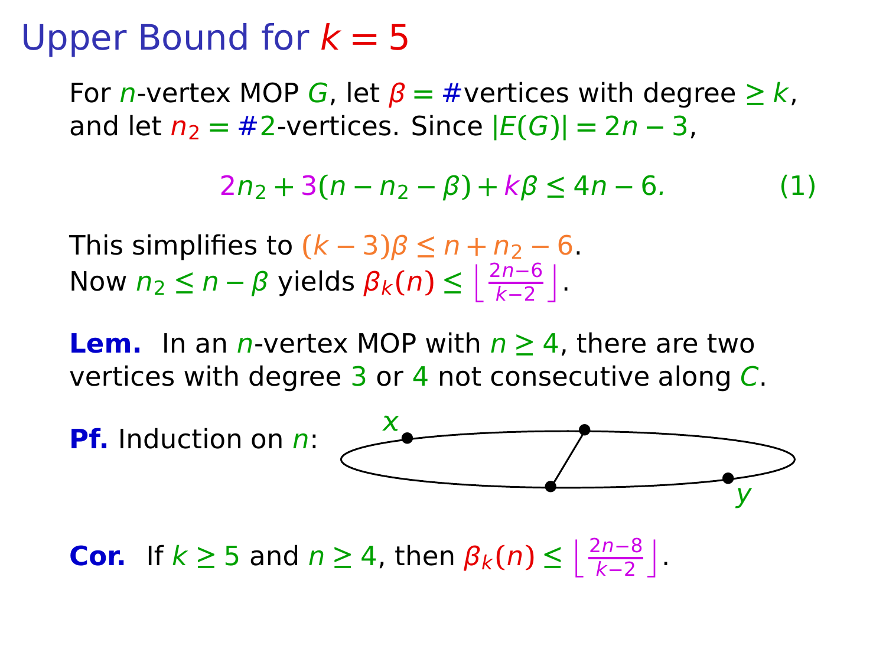# Upper Bound for $k = 5$

For $n$-vertex MOP $G$, let $\beta = \#$vertices with degree $\geq k$, and let $n_2 = \#2$-vertices. Since $|E(G)| = 2n - 3$,

$$2n_2 + 3(n - n_2 - \beta) + k\beta \leq 4n - 6. \qquad (1)$$

This simplifies to $(k-3)\beta \leq n + n_2 - 6$.
Now $n_2 \leq n - \beta$ yields $\beta_k(n) \leq \left\lfloor \frac{2n-6}{k-2} \right\rfloor$.

**Lem.** In an $n$-vertex MOP with $n \geq 4$, there are two vertices with degree 3 or 4 not consecutive along $C$.

**Pf.** Induction on $n$:

**Cor.** If $k \geq 5$ and $n \geq 4$, then $\beta_k(n) \leq \left\lfloor \frac{2n-8}{k-2} \right\rfloor$.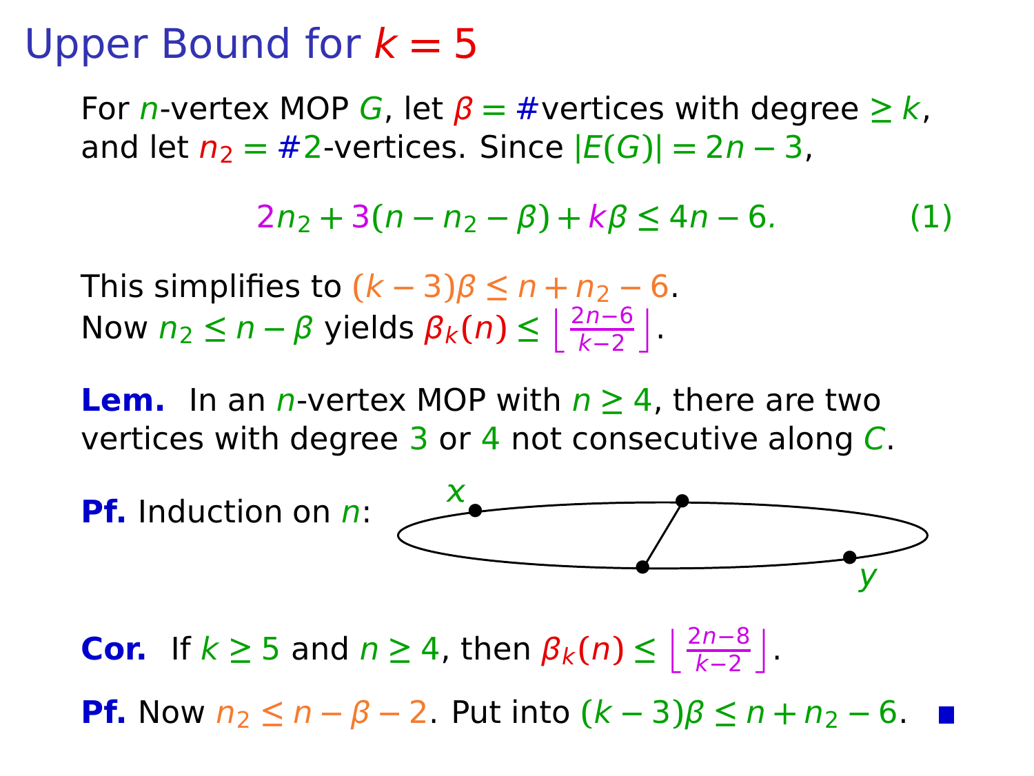# Upper Bound for $k = 5$

For $n$-vertex MOP $G$, let $\beta = \#$vertices with degree $\geq k$, and let $n_2 = \#2$-vertices. Since $|E(G)| = 2n - 3$,

$$2n_2 + 3(n - n_2 - \beta) + k\beta \leq 4n - 6. \qquad (1)$$

This simplifies to $(k-3)\beta \leq n + n_2 - 6$.
Now $n_2 \leq n - \beta$ yields $\beta_k(n) \leq \left\lfloor \frac{2n-6}{k-2} \right\rfloor$.

**Lem.** In an $n$-vertex MOP with $n \geq 4$, there are two vertices with degree $3$ or $4$ not consecutive along $C$.

**Pf.** Induction on $n$:

x

y

**Cor.** If $k \geq 5$ and $n \geq 4$, then $\beta_k(n) \leq \left\lfloor \frac{2n-8}{k-2} \right\rfloor$.

**Pf.** Now $n_2 \leq n - \beta - 2$. Put into $(k-3)\beta \leq n + n_2 - 6$. ■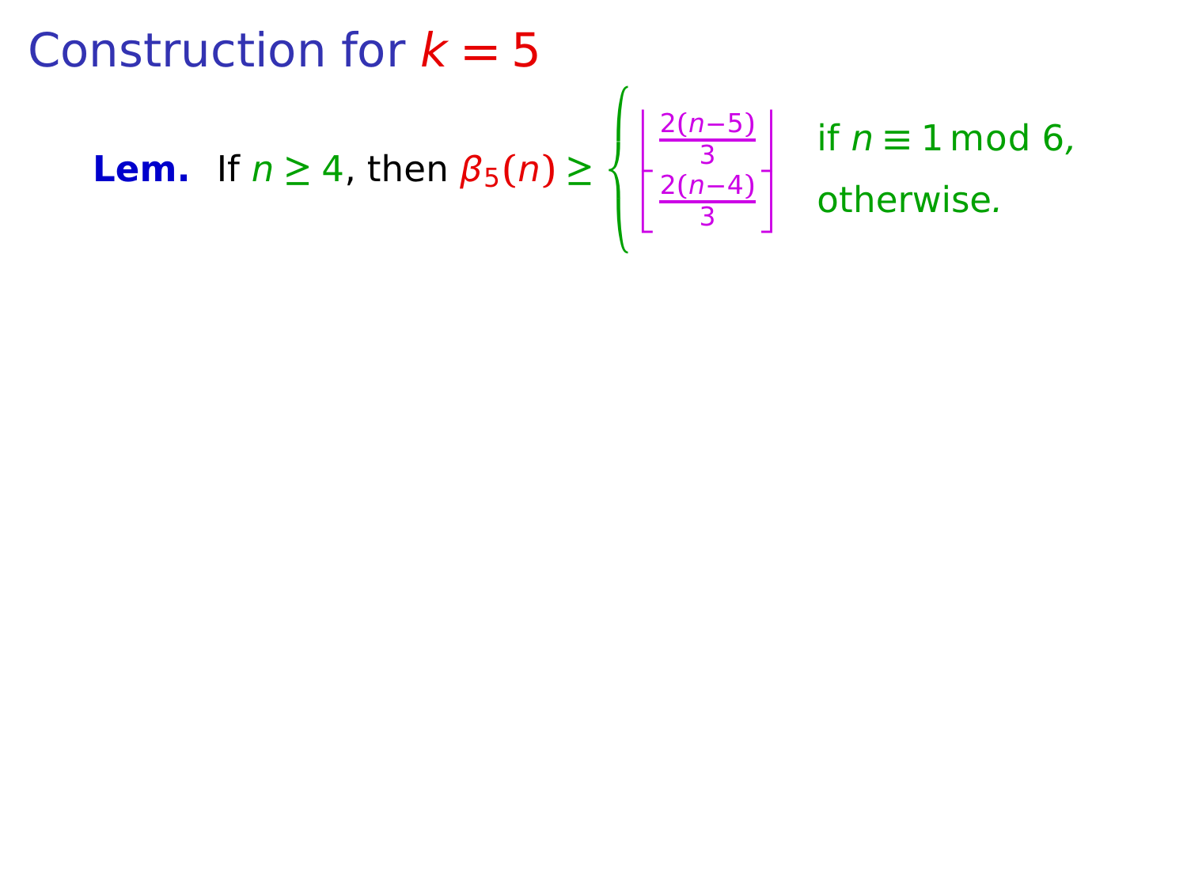# Construction for $k = 5$

**Lem.** If $n \geq 4$, then $\beta_5(n) \geq \begin{cases} \left\lfloor \frac{2(n-5)}{3} \right\rfloor & \text{if } n \equiv 1 \bmod 6, \\ \left\lfloor \frac{2(n-4)}{3} \right\rfloor & \text{otherwise.} \end{cases}$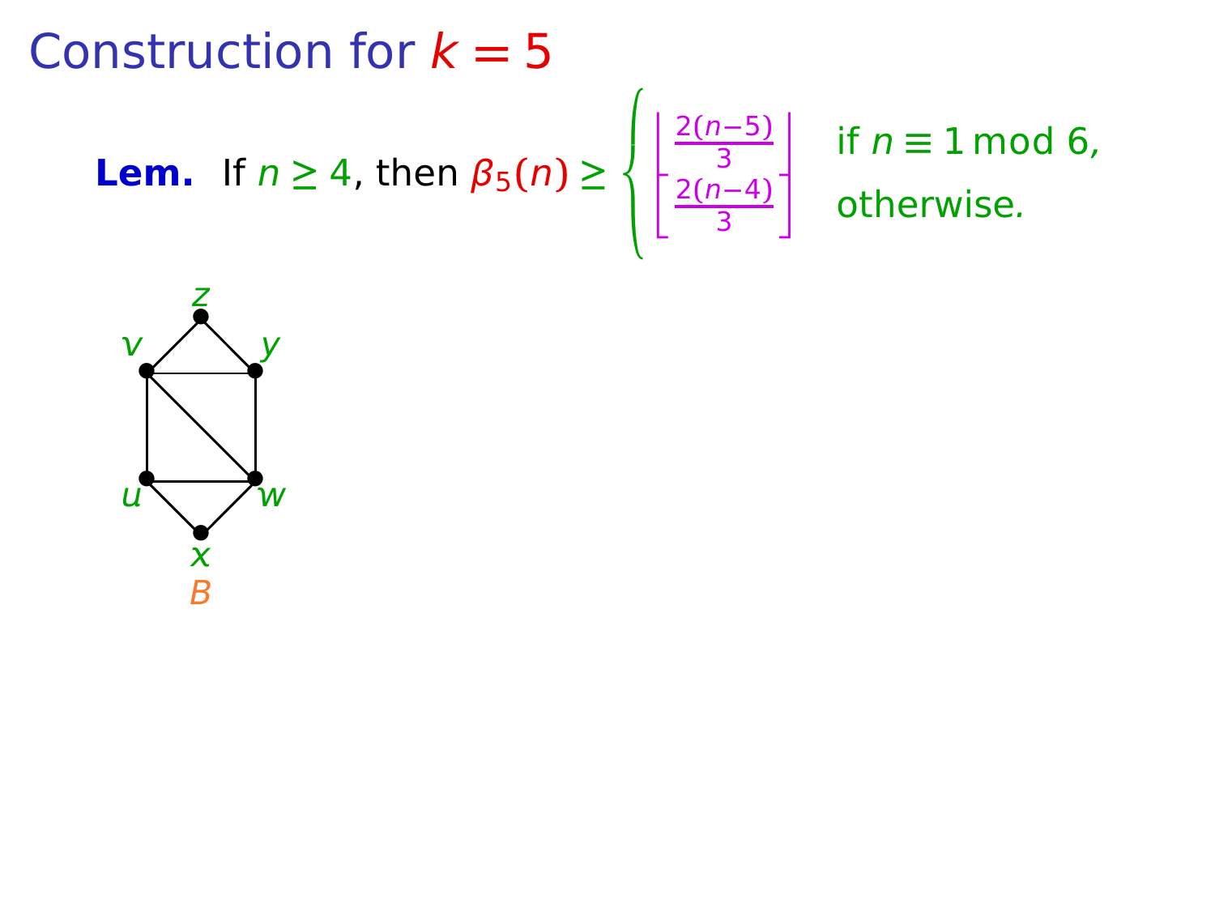# Construction for $k = 5$

**Lem.** If $n \geq 4$, then $\beta_5(n) \geq \begin{cases} \left\lfloor \frac{2(n-5)}{3} \right\rfloor & \text{if } n \equiv 1 \bmod 6, \\ \left\lfloor \frac{2(n-4)}{3} \right\rfloor & \text{otherwise.} \end{cases}$

z
v
y
u
w
x
B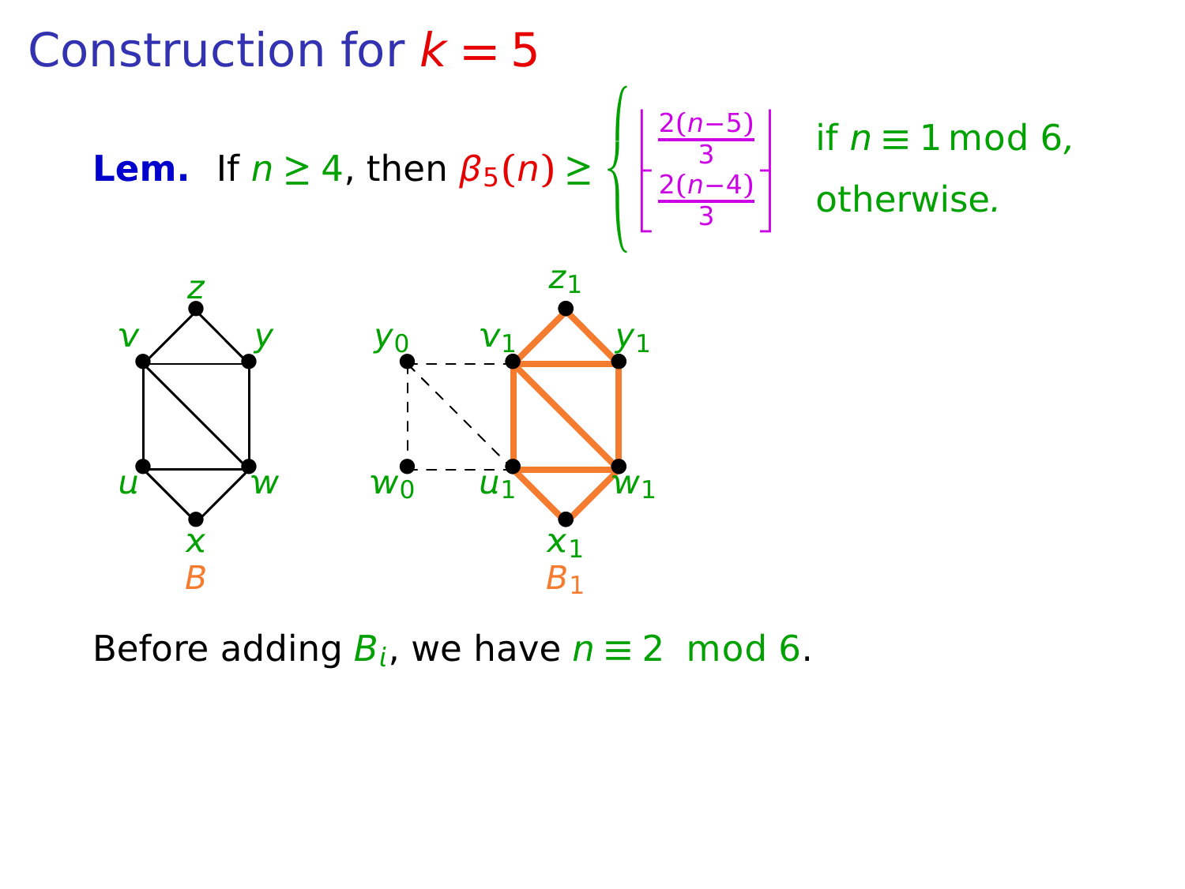# Construction for $k = 5$

**Lem.** If $n \geq 4$, then $\beta_5(n) \geq \begin{cases} \left\lfloor \frac{2(n-5)}{3} \right\rfloor & \text{if } n \equiv 1 \bmod 6, \\ \left\lfloor \frac{2(n-4)}{3} \right\rfloor & \text{otherwise.} \end{cases}$

$z$, $v$, $y$, $u$, $w$, $x$

$B$

$y_0$, $z_1$, $v_1$, $y_1$, $w_0$, $u_1$, $w_1$, $x_1$

$B_1$

Before adding $B_i$, we have $n \equiv 2 \mod 6$.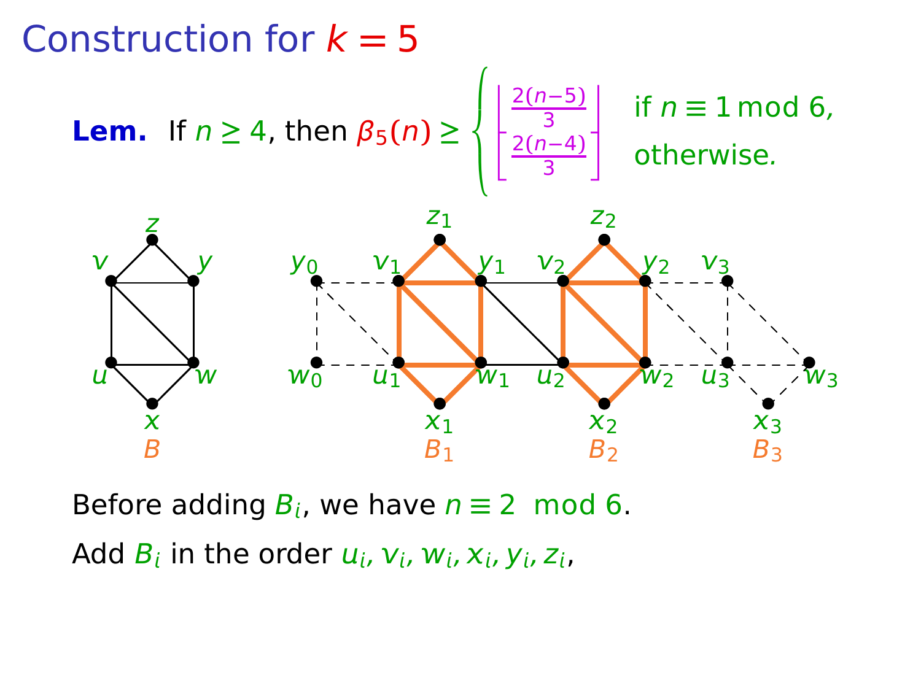# Construction for $k = 5$

**Lem.** If $n \geq 4$, then $\beta_5(n) \geq \begin{cases} \left\lfloor \frac{2(n-5)}{3} \right\rfloor & \text{if } n \equiv 1 \bmod 6, \\ \left\lfloor \frac{2(n-4)}{3} \right\rfloor & \text{otherwise.} \end{cases}$

$z$, $v$, $y$, $u$, $w$, $x$

$B$

$y_0$, $w_0$, $z_1$, $v_1$, $y_1$, $u_1$, $w_1$, $x_1$, $z_2$, $v_2$, $y_2$, $u_2$, $w_2$, $x_2$, $v_3$, $u_3$, $w_3$, $x_3$

$B_1$, $B_2$, $B_3$

Before adding $B_i$, we have $n \equiv 2 \mod 6$.

Add $B_i$ in the order $u_i, v_i, w_i, x_i, y_i, z_i$,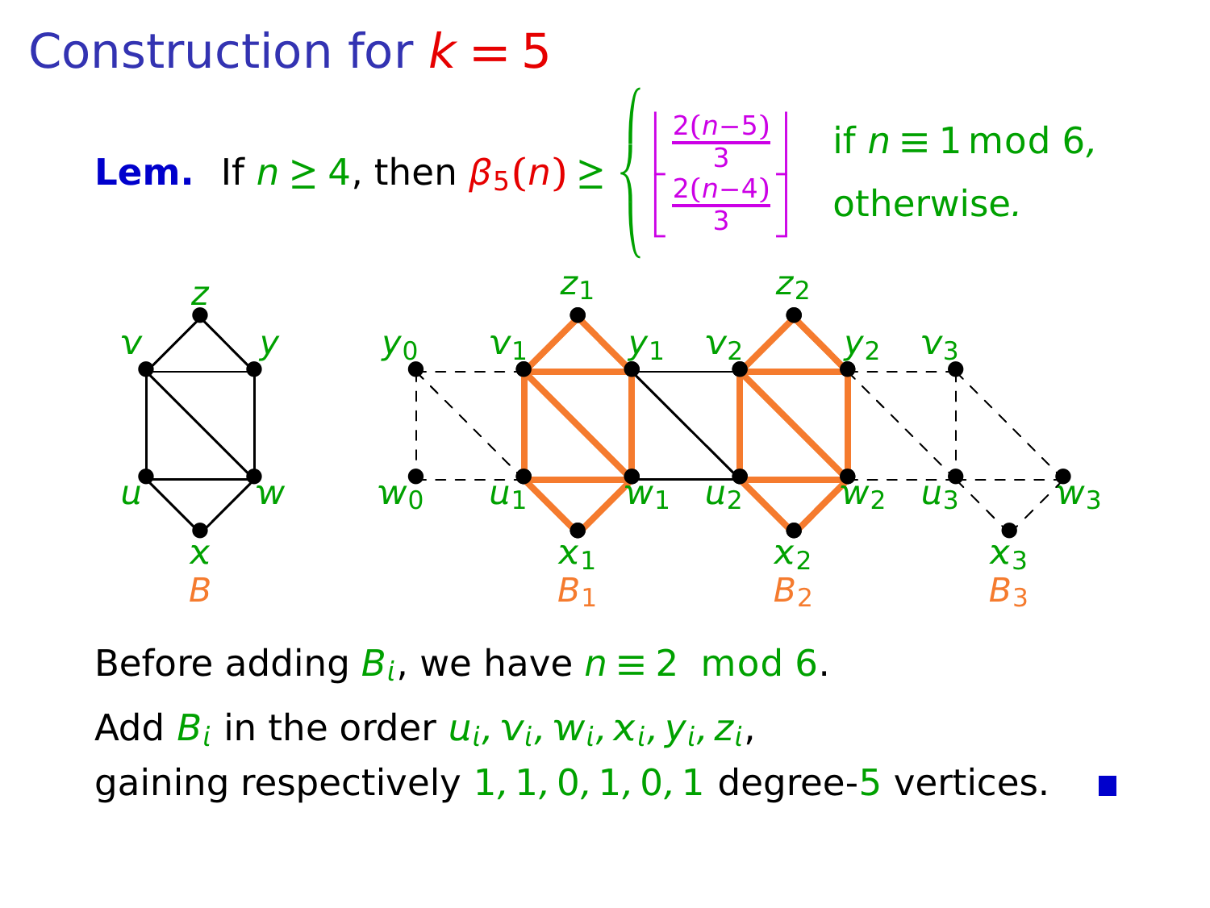# Construction for $k = 5$

**Lem.** If $n \geq 4$, then $\beta_5(n) \geq \begin{cases} \left\lfloor \frac{2(n-5)}{3} \right\rfloor & \text{if } n \equiv 1 \bmod 6, \\ \left\lfloor \frac{2(n-4)}{3} \right\rfloor & \text{otherwise.} \end{cases}$

$z$ $v$ $y$ $u$ $w$ $x$ $B$

$z_1$ $z_2$ $y_0$ $v_1$ $y_1$ $v_2$ $y_2$ $v_3$ $w_0$ $u_1$ $w_1$ $u_2$ $w_2$ $u_3$ $w_3$ $x_1$ $x_2$ $x_3$ $B_1$ $B_2$ $B_3$

Before adding $B_i$, we have $n \equiv 2 \mod 6$.

Add $B_i$ in the order $u_i, v_i, w_i, x_i, y_i, z_i$,
gaining respectively $1, 1, 0, 1, 0, 1$ degree-$5$ vertices. ■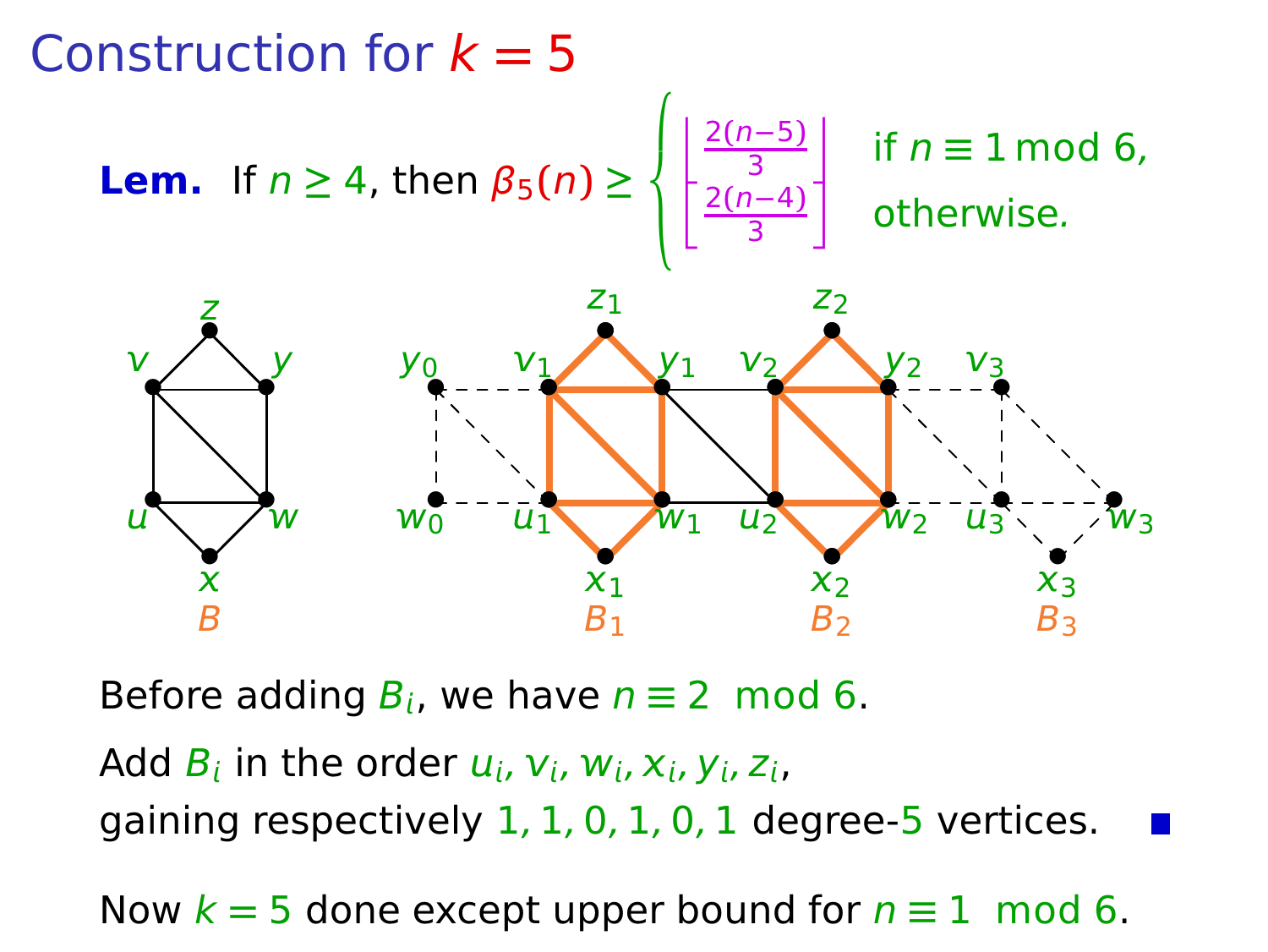# Construction for $k = 5$

**Lem.** If $n \geq 4$, then $\beta_5(n) \geq \begin{cases} \left\lfloor \frac{2(n-5)}{3} \right\rfloor & \text{if } n \equiv 1 \bmod 6, \\ \left\lfloor \frac{2(n-4)}{3} \right\rfloor & \text{otherwise.} \end{cases}$

$z$
$v$ $y$
$u$ $w$
$x$
$B$

$z_1$ $z_2$
$y_0$ $v_1$ $y_1$ $v_2$ $y_2$ $v_3$
$w_0$ $u_1$ $w_1$ $u_2$ $w_2$ $u_3$ $w_3$
$x_1$ $x_2$ $x_3$
$B_1$ $B_2$ $B_3$

Before adding $B_i$, we have $n \equiv 2 \mod 6$.

Add $B_i$ in the order $u_i, v_i, w_i, x_i, y_i, z_i$,
gaining respectively $1, 1, 0, 1, 0, 1$ degree-$5$ vertices. ∎

Now $k = 5$ done except upper bound for $n \equiv 1 \mod 6$.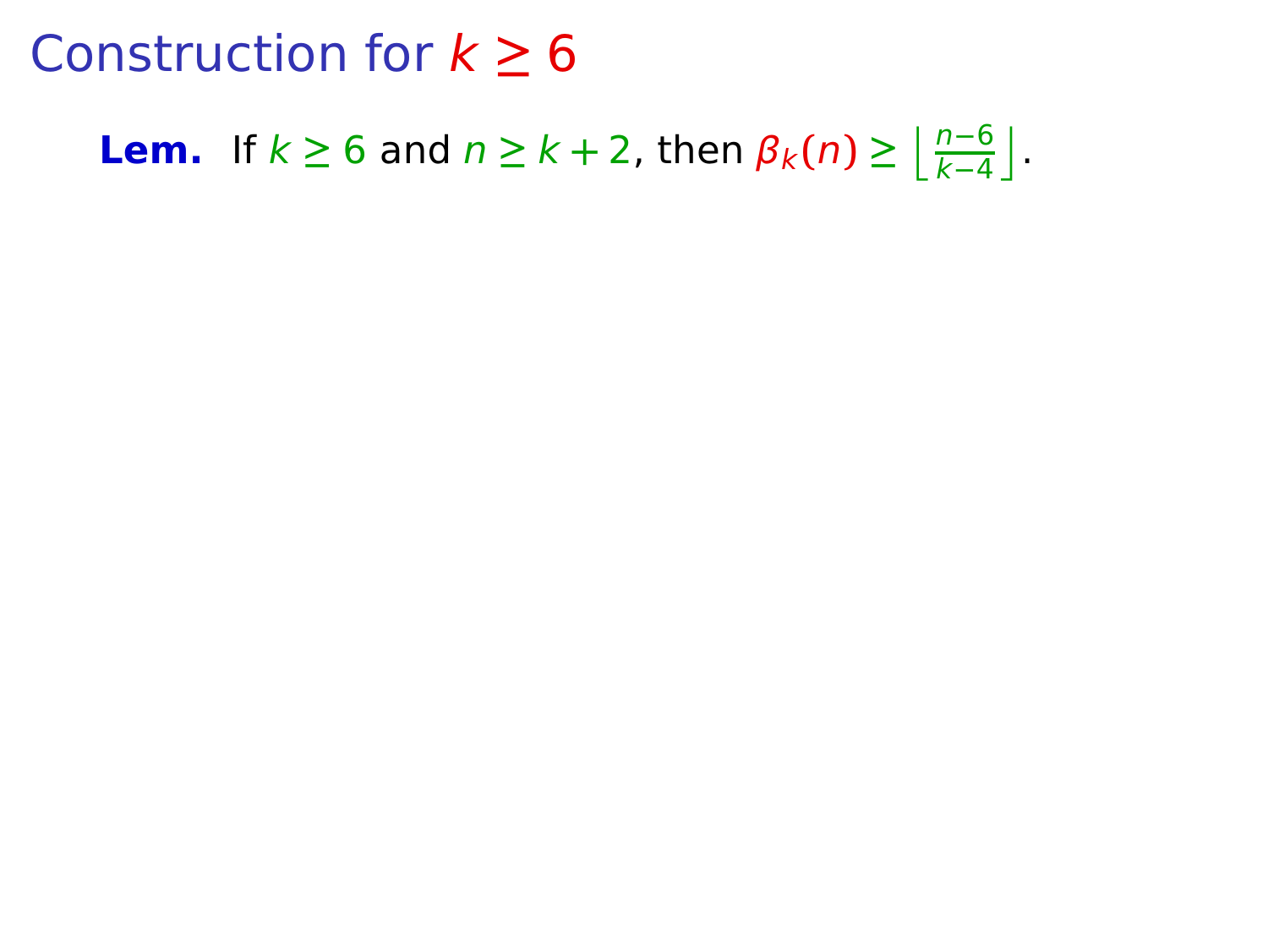# Construction for $k \geq 6$

**Lem.** If $k \geq 6$ and $n \geq k+2$, then $\beta_k(n) \geq \left\lfloor \frac{n-6}{k-4} \right\rfloor$.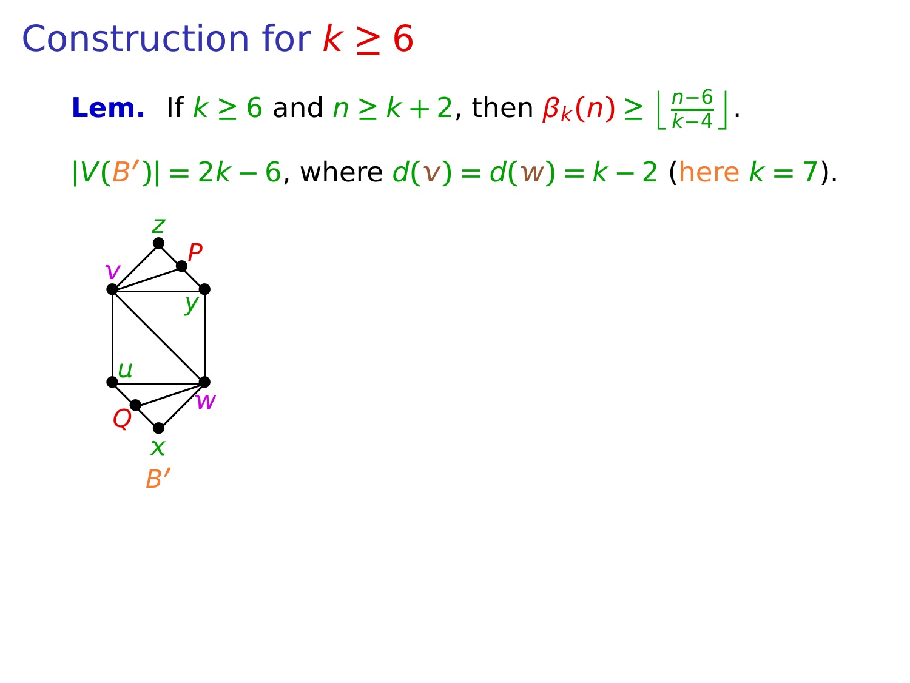# Construction for $k \geq 6$

**Lem.** If $k \geq 6$ and $n \geq k+2$, then $\beta_k(n) \geq \left\lfloor \frac{n-6}{k-4} \right\rfloor$.

$|V(B')| = 2k-6$, where $d(v) = d(w) = k-2$ (here $k=7$).

z
P
v
y
u
w
Q
x
$B'$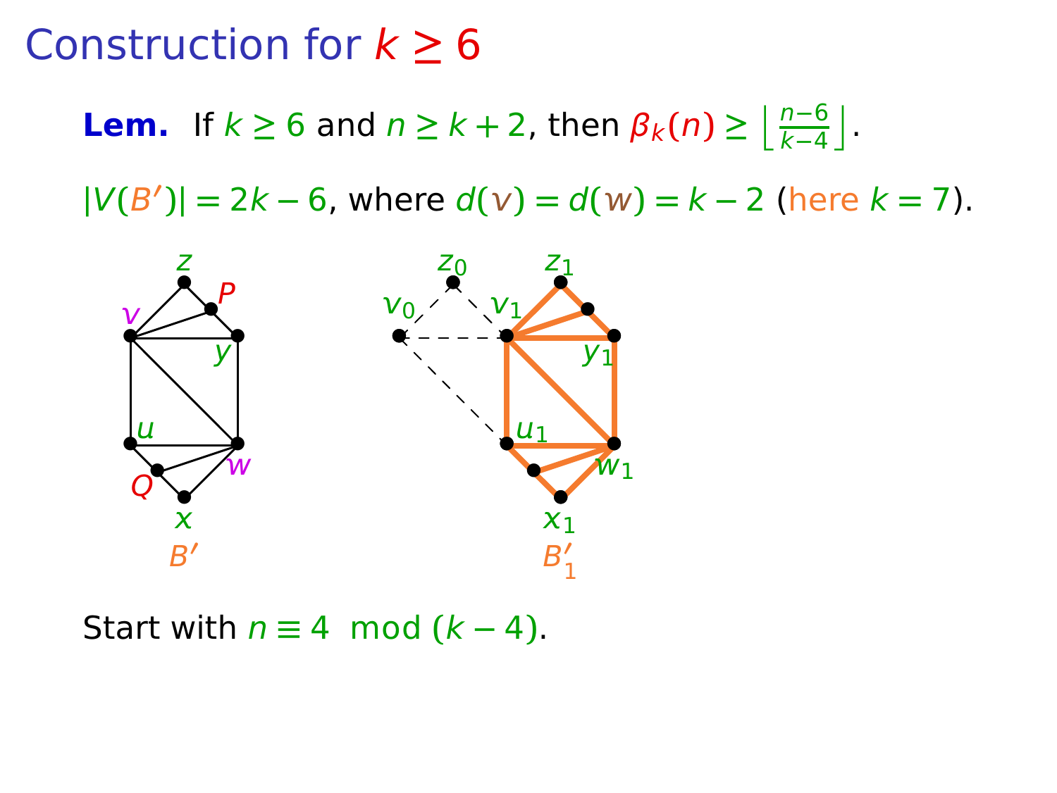# Construction for $k \geq 6$

**Lem.** If $k \geq 6$ and $n \geq k+2$, then $\beta_k(n) \geq \left\lfloor \frac{n-6}{k-4} \right\rfloor$.

$|V(B')| = 2k-6$, where $d(v) = d(w) = k-2$ (here $k=7$).

$z$ $P$ $v$ $y$ $u$ $w$ $Q$ $x$

$B'$

$z_0$ $z_1$ $v_0$ $v_1$ $y_1$ $u_1$ $w_1$ $x_1$

$B'_1$

Start with $n \equiv 4 \mod (k-4)$.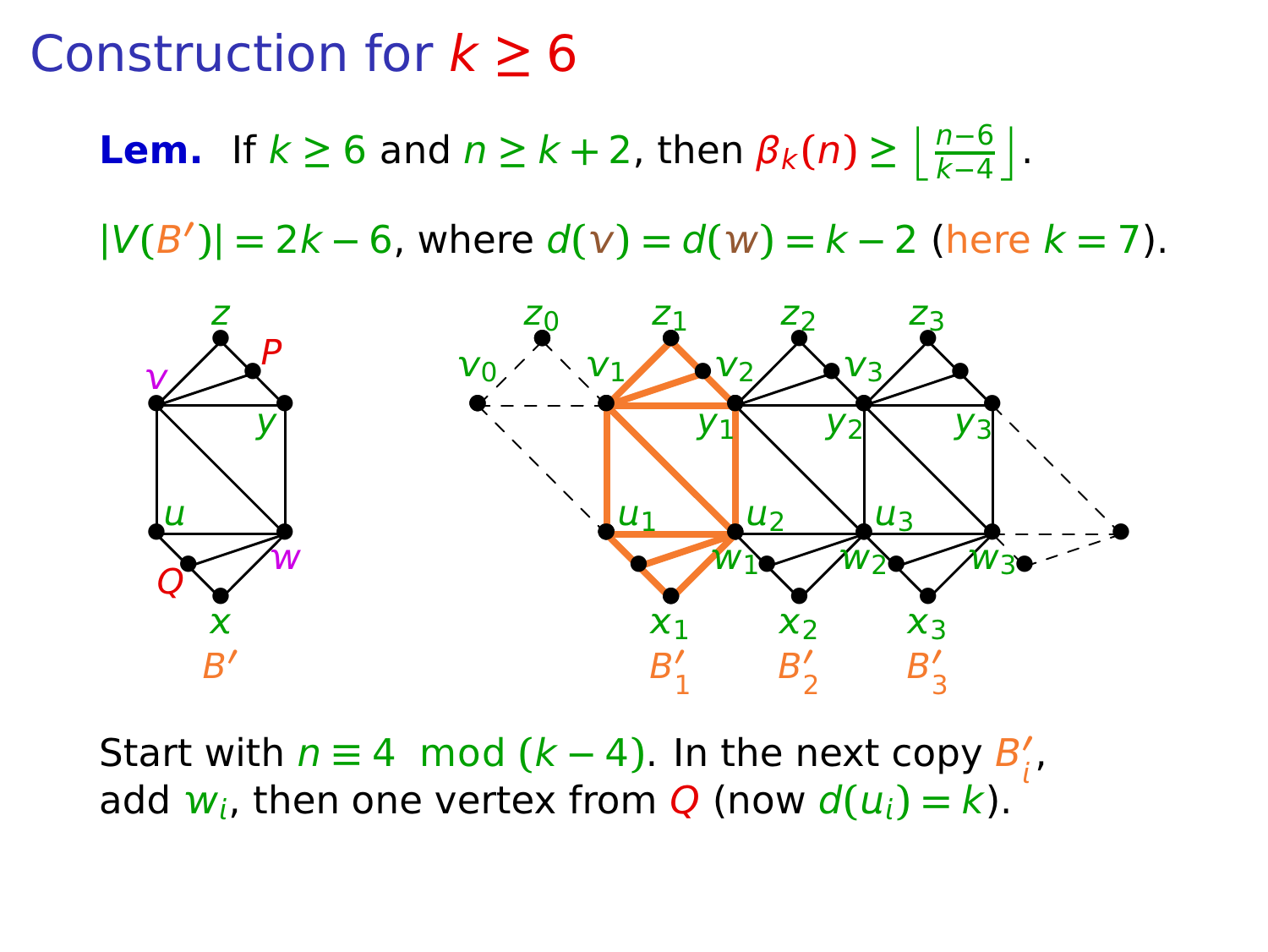# Construction for $k \geq 6$

**Lem.** If $k \geq 6$ and $n \geq k+2$, then $\beta_k(n) \geq \left\lfloor \frac{n-6}{k-4} \right\rfloor$.

$|V(B')| = 2k-6$, where $d(v) = d(w) = k-2$ (here $k=7$).

$z$, $P$, $v$, $y$, $u$, $w$, $Q$, $x$

$B'$

$z_0$, $z_1$, $z_2$, $z_3$, $v_0$, $v_1$, $v_2$, $v_3$, $y_1$, $y_2$, $y_3$, $u_1$, $u_2$, $u_3$, $w_1$, $w_2$, $w_3$, $x_1$, $x_2$, $x_3$

$B'_1$ $B'_2$ $B'_3$

Start with $n \equiv 4 \mod (k-4)$. In the next copy $B'_i$, add $w_i$, then one vertex from $Q$ (now $d(u_i) = k$).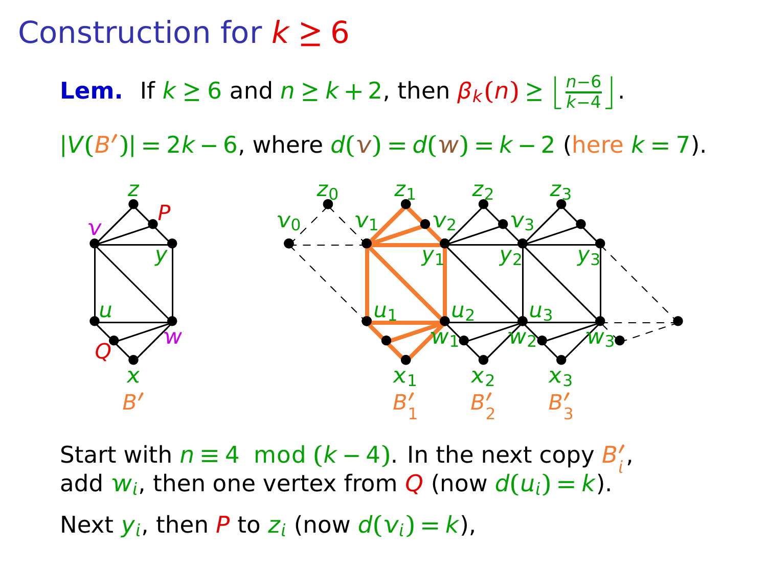# Construction for $k \geq 6$

**Lem.** If $k \geq 6$ and $n \geq k+2$, then $\beta_k(n) \geq \left\lfloor \frac{n-6}{k-4} \right\rfloor$.

$|V(B')| = 2k-6$, where $d(v) = d(w) = k-2$ (here $k = 7$).

$z$, $P$, $v$, $y$, $u$, $w$, $Q$, $x$

$B'$

$z_0$, $z_1$, $z_2$, $z_3$, $v_0$, $v_1$, $v_2$, $v_3$, $y_1$, $y_2$, $y_3$, $u_1$, $u_2$, $u_3$, $w_1$, $w_2$, $w_3$, $x_1$, $x_2$, $x_3$

$B'_1$ $B'_2$ $B'_3$

Start with $n \equiv 4 \mod (k-4)$. In the next copy $B'_i$, add $w_i$, then one vertex from $Q$ (now $d(u_i) = k$).

Next $y_i$, then $P$ to $z_i$ (now $d(v_i) = k$),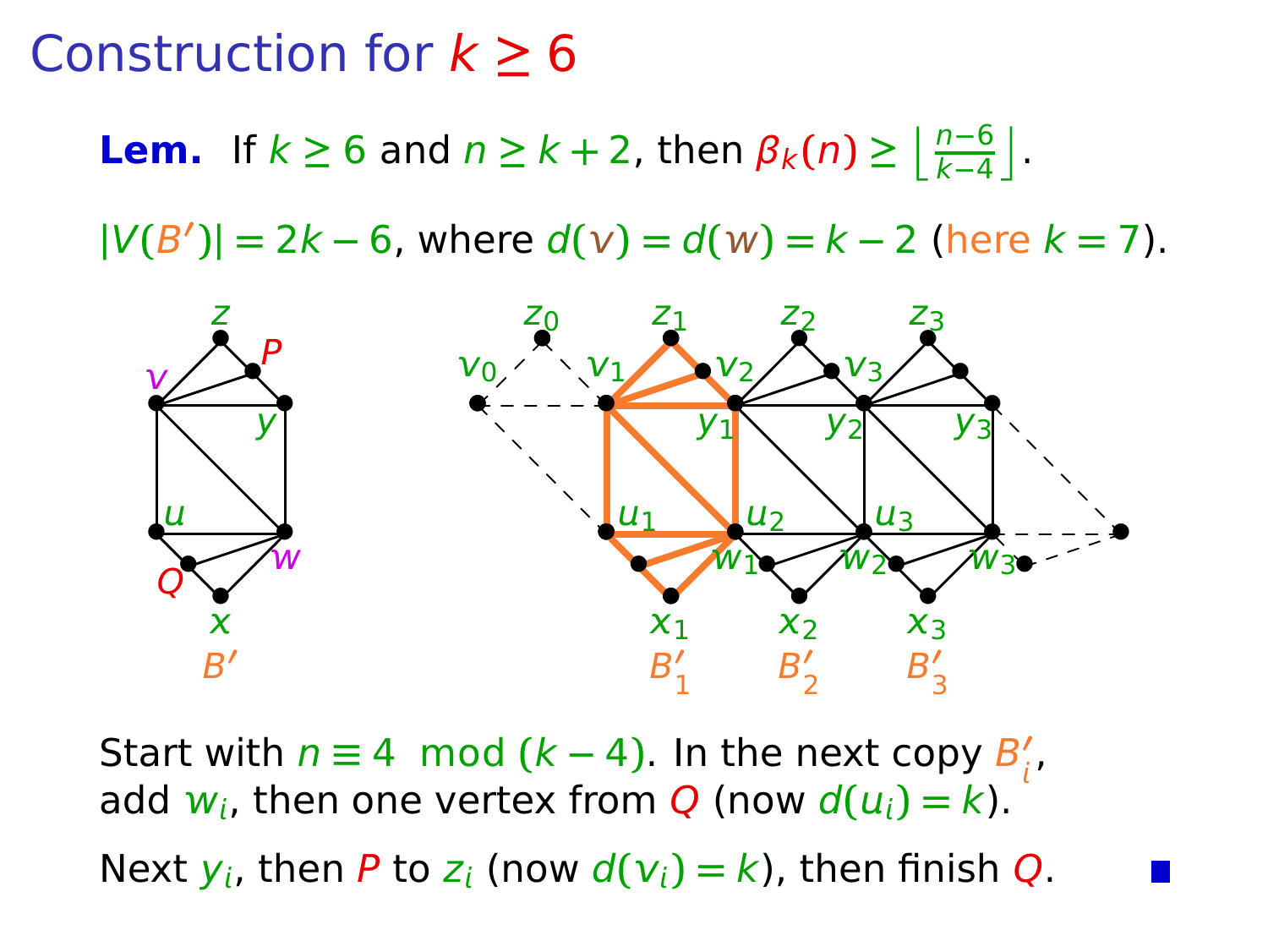# Construction for $k \geq 6$

**Lem.** If $k \geq 6$ and $n \geq k+2$, then $\beta_k(n) \geq \left\lfloor \frac{n-6}{k-4} \right\rfloor$.

$|V(B')| = 2k-6$, where $d(v) = d(w) = k-2$ (here $k=7$).

$z$ $P$ $v$ $y$ $u$ $w$ $Q$ $x$

$B'$

$z_0$ $z_1$ $z_2$ $z_3$ $v_0$ $v_1$ $v_2$ $v_3$ $y_1$ $y_2$ $y_3$ $u_1$ $u_2$ $u_3$ $w_1$ $w_2$ $w_3$ $x_1$ $x_2$ $x_3$

$B'_1$ $B'_2$ $B'_3$

Start with $n \equiv 4 \mod (k-4)$. In the next copy $B'_i$, add $w_i$, then one vertex from $Q$ (now $d(u_i) = k$).

Next $y_i$, then $P$ to $z_i$ (now $d(v_i) = k$), then finish $Q$. ■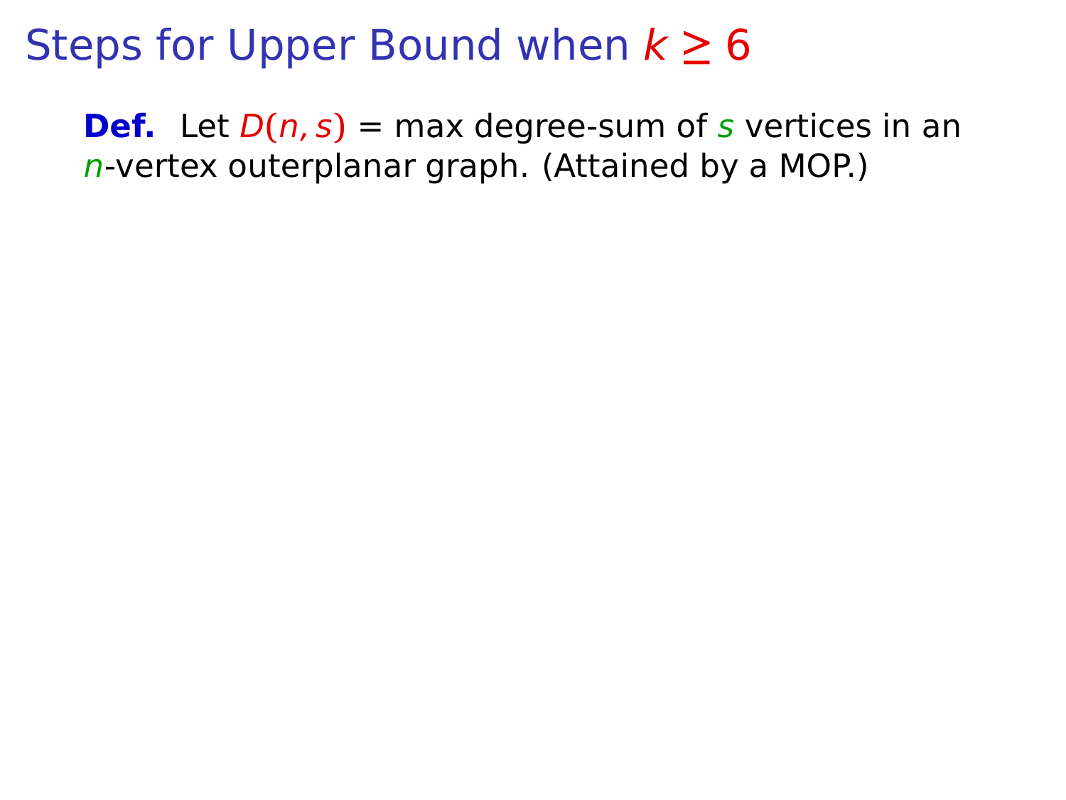# Steps for Upper Bound when $k \geq 6$

**Def.** Let $D(n, s)$ = max degree-sum of $s$ vertices in an $n$-vertex outerplanar graph. (Attained by a MOP.)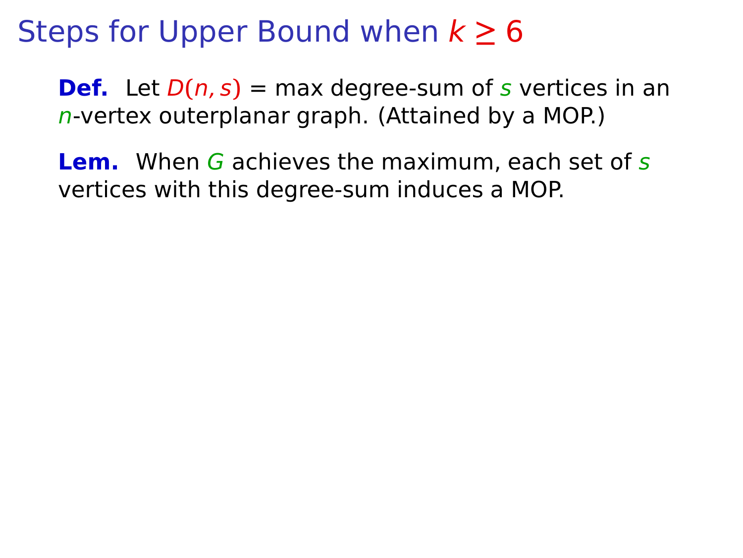# Steps for Upper Bound when $k \geq 6$

**Def.** Let $D(n, s)$ = max degree-sum of $s$ vertices in an $n$-vertex outerplanar graph. (Attained by a MOP.)

**Lem.** When $G$ achieves the maximum, each set of $s$ vertices with this degree-sum induces a MOP.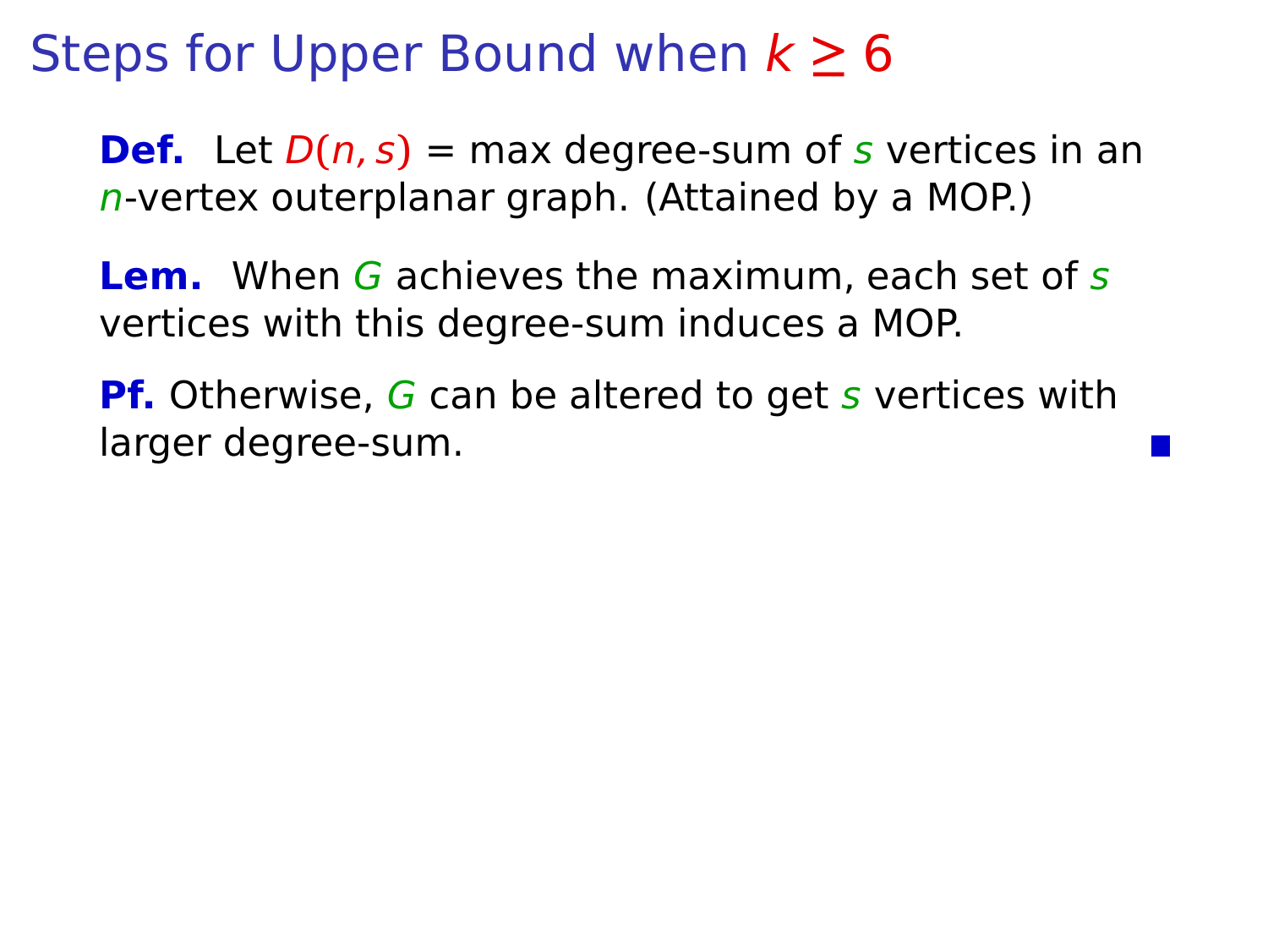# Steps for Upper Bound when $k \geq 6$

**Def.** Let $D(n, s)$ = max degree-sum of $s$ vertices in an $n$-vertex outerplanar graph. (Attained by a MOP.)

**Lem.** When $G$ achieves the maximum, each set of $s$ vertices with this degree-sum induces a MOP.

**Pf.** Otherwise, $G$ can be altered to get $s$ vertices with larger degree-sum. ■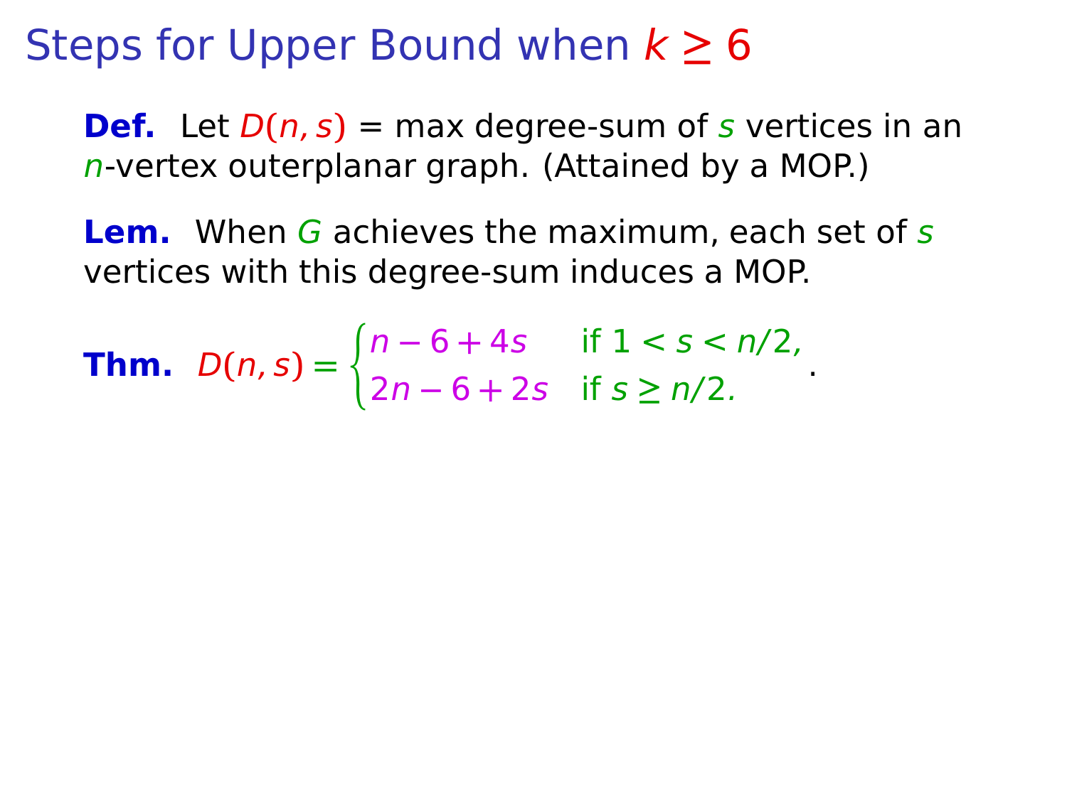# Steps for Upper Bound when $k \geq 6$

**Def.** Let $D(n,s)$ = max degree-sum of $s$ vertices in an $n$-vertex outerplanar graph. (Attained by a MOP.)

**Lem.** When $G$ achieves the maximum, each set of $s$ vertices with this degree-sum induces a MOP.

**Thm.** $D(n,s) = \begin{cases} n - 6 + 4s & \text{if } 1 < s < n/2, \\ 2n - 6 + 2s & \text{if } s \geq n/2. \end{cases}$.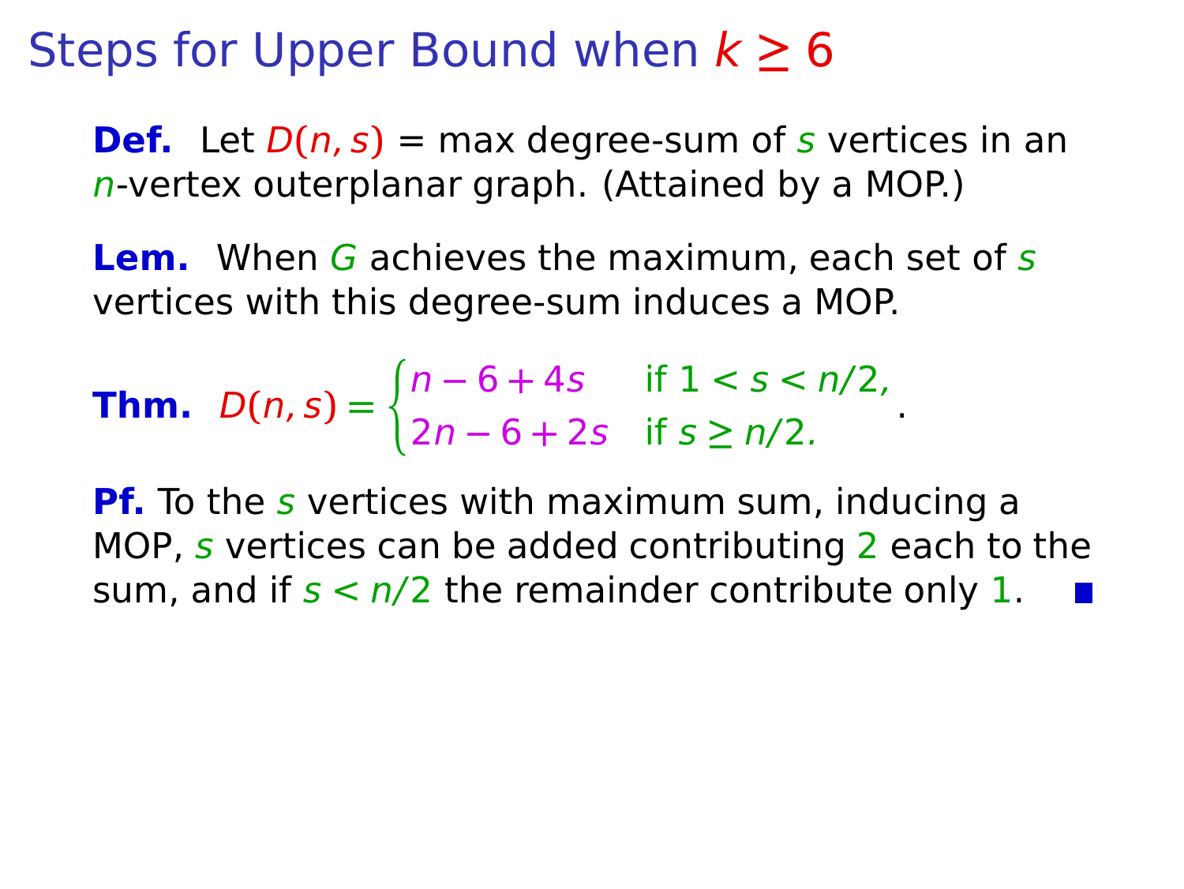# Steps for Upper Bound when $k \geq 6$

**Def.** Let $D(n, s)$ = max degree-sum of $s$ vertices in an $n$-vertex outerplanar graph. (Attained by a MOP.)

**Lem.** When $G$ achieves the maximum, each set of $s$ vertices with this degree-sum induces a MOP.

**Thm.** $D(n, s) = \begin{cases} n - 6 + 4s & \text{if } 1 < s < n/2, \\ 2n - 6 + 2s & \text{if } s \geq n/2. \end{cases}$.

**Pf.** To the $s$ vertices with maximum sum, inducing a MOP, $s$ vertices can be added contributing $2$ each to the sum, and if $s < n/2$ the remainder contribute only $1$. ■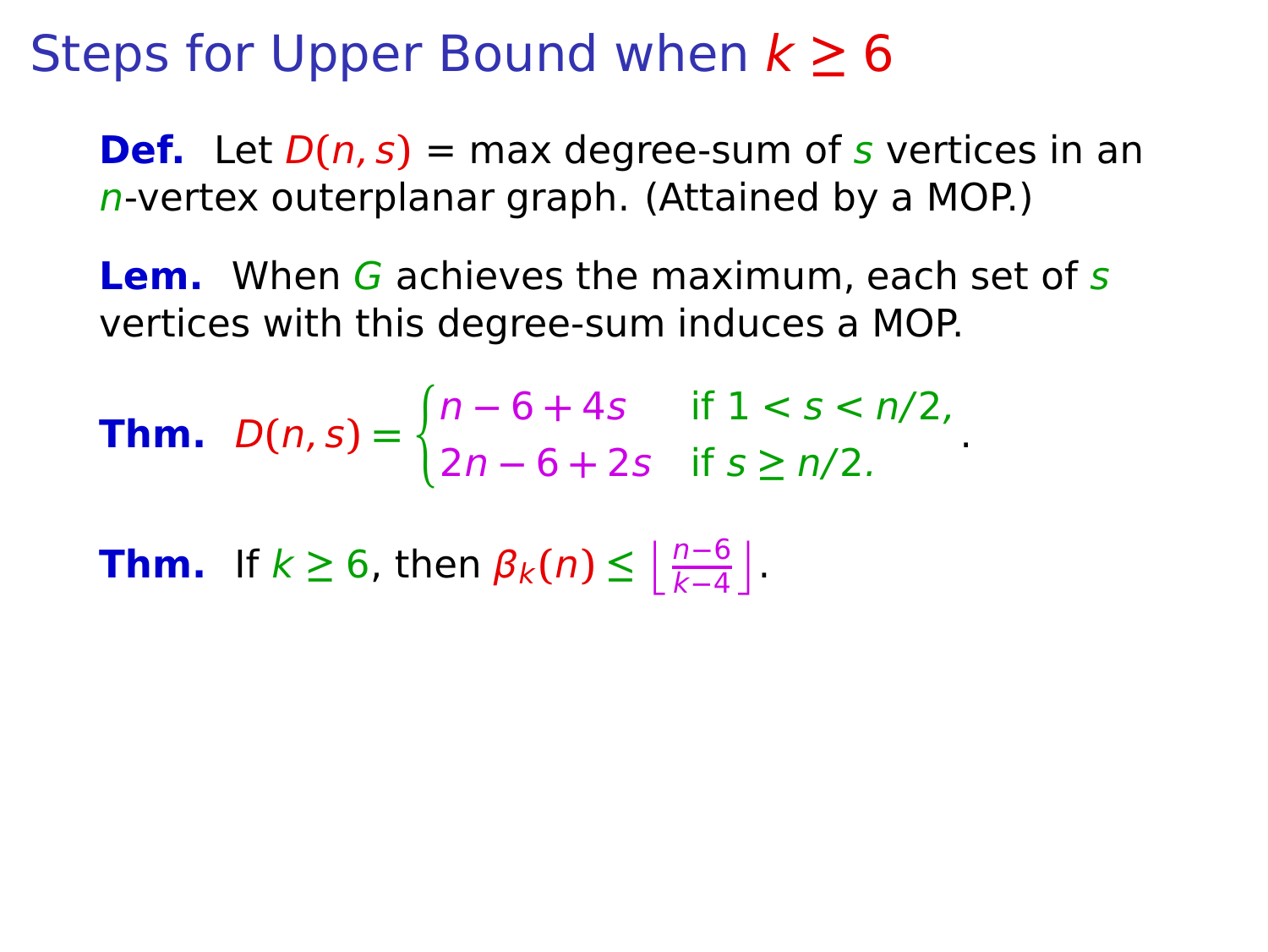# Steps for Upper Bound when $k \geq 6$

**Def.** Let $D(n,s)$ = max degree-sum of $s$ vertices in an $n$-vertex outerplanar graph. (Attained by a MOP.)

**Lem.** When $G$ achieves the maximum, each set of $s$ vertices with this degree-sum induces a MOP.

**Thm.** $D(n,s) = \begin{cases} n - 6 + 4s & \text{if } 1 < s < n/2, \\ 2n - 6 + 2s & \text{if } s \geq n/2. \end{cases}$.

**Thm.** If $k \geq 6$, then $\beta_k(n) \leq \left\lfloor \frac{n-6}{k-4} \right\rfloor$.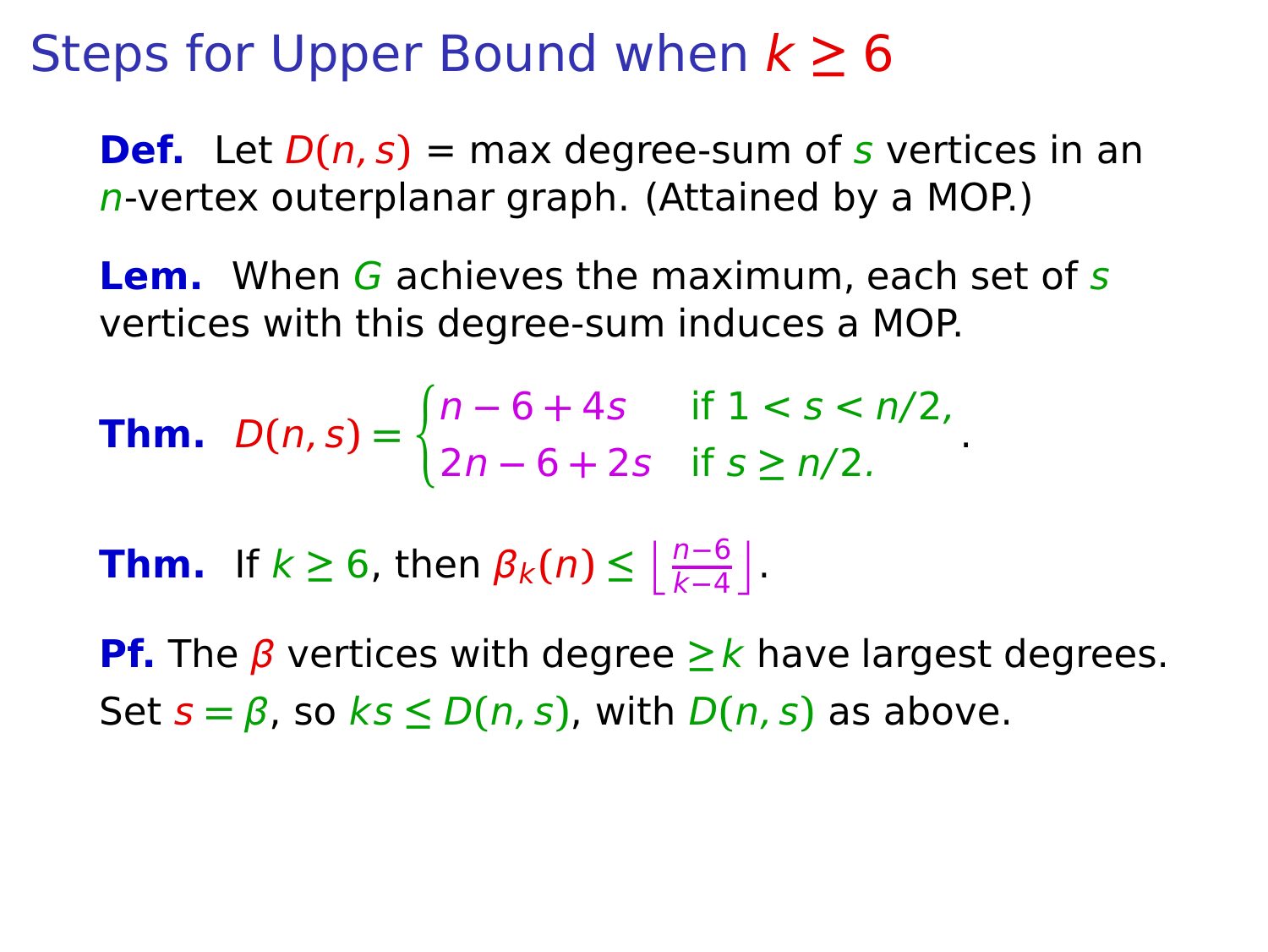# Steps for Upper Bound when $k \geq 6$

**Def.** Let $D(n,s)$ = max degree-sum of $s$ vertices in an $n$-vertex outerplanar graph. (Attained by a MOP.)

**Lem.** When $G$ achieves the maximum, each set of $s$ vertices with this degree-sum induces a MOP.

**Thm.** $D(n,s) = \begin{cases} n - 6 + 4s & \text{if } 1 < s < n/2, \\ 2n - 6 + 2s & \text{if } s \geq n/2. \end{cases}$.

**Thm.** If $k \geq 6$, then $\beta_k(n) \leq \left\lfloor \frac{n-6}{k-4} \right\rfloor$.

**Pf.** The $\beta$ vertices with degree $\geq k$ have largest degrees. Set $s = \beta$, so $ks \leq D(n,s)$, with $D(n,s)$ as above.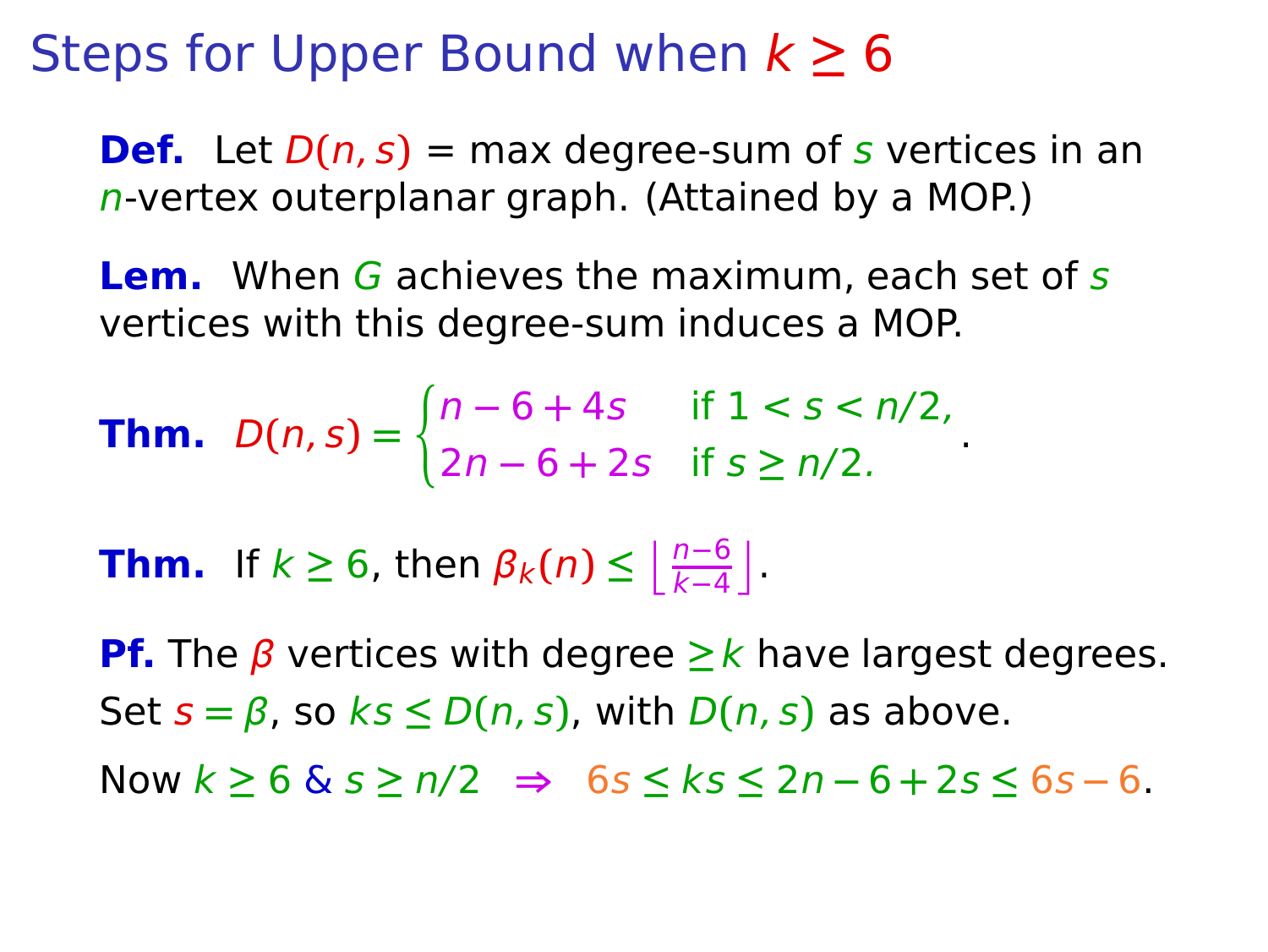# Steps for Upper Bound when $k \geq 6$

**Def.** Let $D(n, s)$ = max degree-sum of $s$ vertices in an $n$-vertex outerplanar graph. (Attained by a MOP.)

**Lem.** When $G$ achieves the maximum, each set of $s$ vertices with this degree-sum induces a MOP.

**Thm.**
$$D(n, s) = \begin{cases} n - 6 + 4s & \text{if } 1 < s < n/2, \\ 2n - 6 + 2s & \text{if } s \geq n/2. \end{cases}.$$

**Thm.** If $k \geq 6$, then $\beta_k(n) \leq \left\lfloor \frac{n-6}{k-4} \right\rfloor$.

**Pf.** The $\beta$ vertices with degree $\geq k$ have largest degrees.

Set $s = \beta$, so $ks \leq D(n, s)$, with $D(n, s)$ as above.

Now $k \geq 6$ & $s \geq n/2 \quad \Rightarrow \quad 6s \leq ks \leq 2n - 6 + 2s \leq 6s - 6$.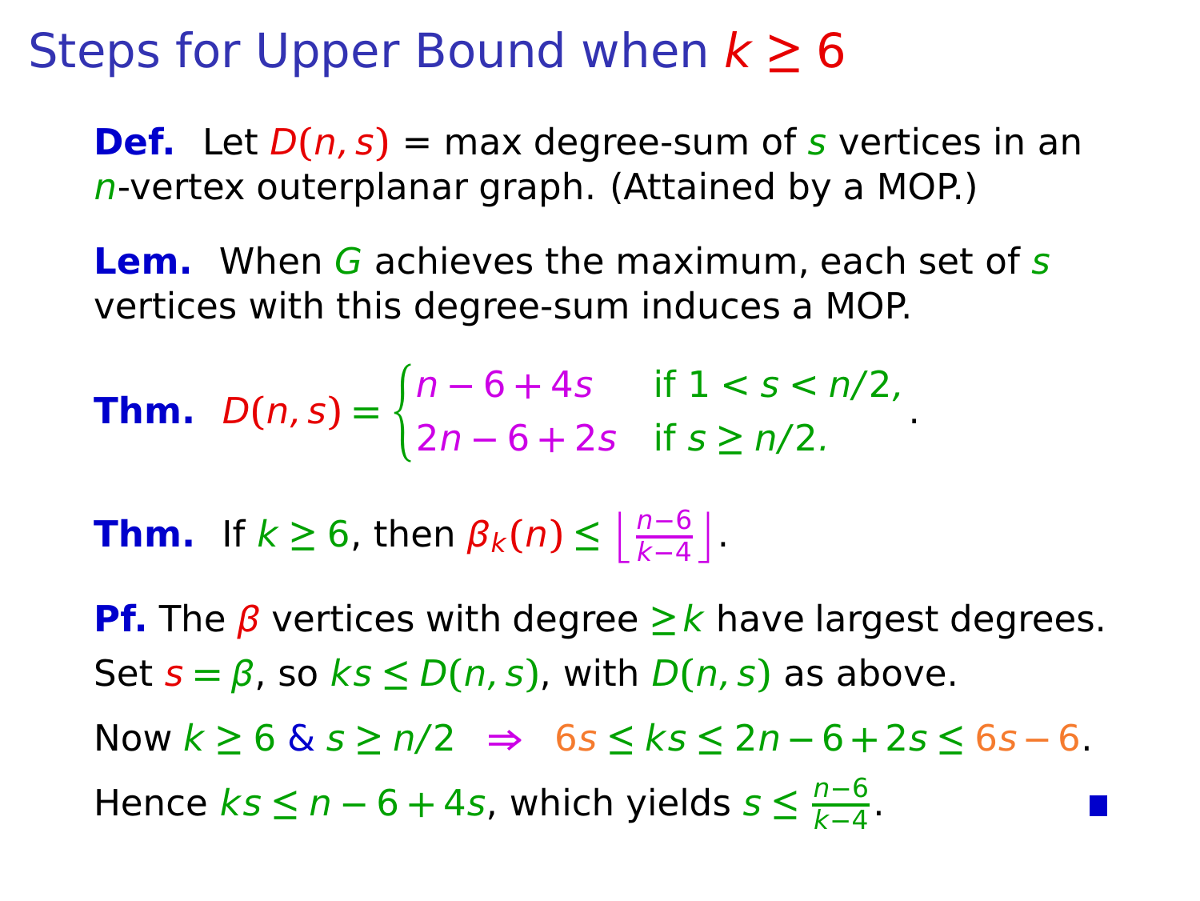# Steps for Upper Bound when $k \geq 6$

**Def.** Let $D(n,s)$ = max degree-sum of $s$ vertices in an $n$-vertex outerplanar graph. (Attained by a MOP.)

**Lem.** When $G$ achieves the maximum, each set of $s$ vertices with this degree-sum induces a MOP.

**Thm.** $D(n,s) = \begin{cases} n-6+4s & \text{if } 1 < s < n/2, \\ 2n-6+2s & \text{if } s \geq n/2. \end{cases}$.

**Thm.** If $k \geq 6$, then $\beta_k(n) \leq \left\lfloor \frac{n-6}{k-4} \right\rfloor$.

**Pf.** The $\beta$ vertices with degree $\geq k$ have largest degrees.

Set $s = \beta$, so $ks \leq D(n,s)$, with $D(n,s)$ as above.

Now $k \geq 6$ & $s \geq n/2 \;\; \Rightarrow \;\; 6s \leq ks \leq 2n-6+2s \leq 6s-6$.

Hence $ks \leq n-6+4s$, which yields $s \leq \frac{n-6}{k-4}$. ■